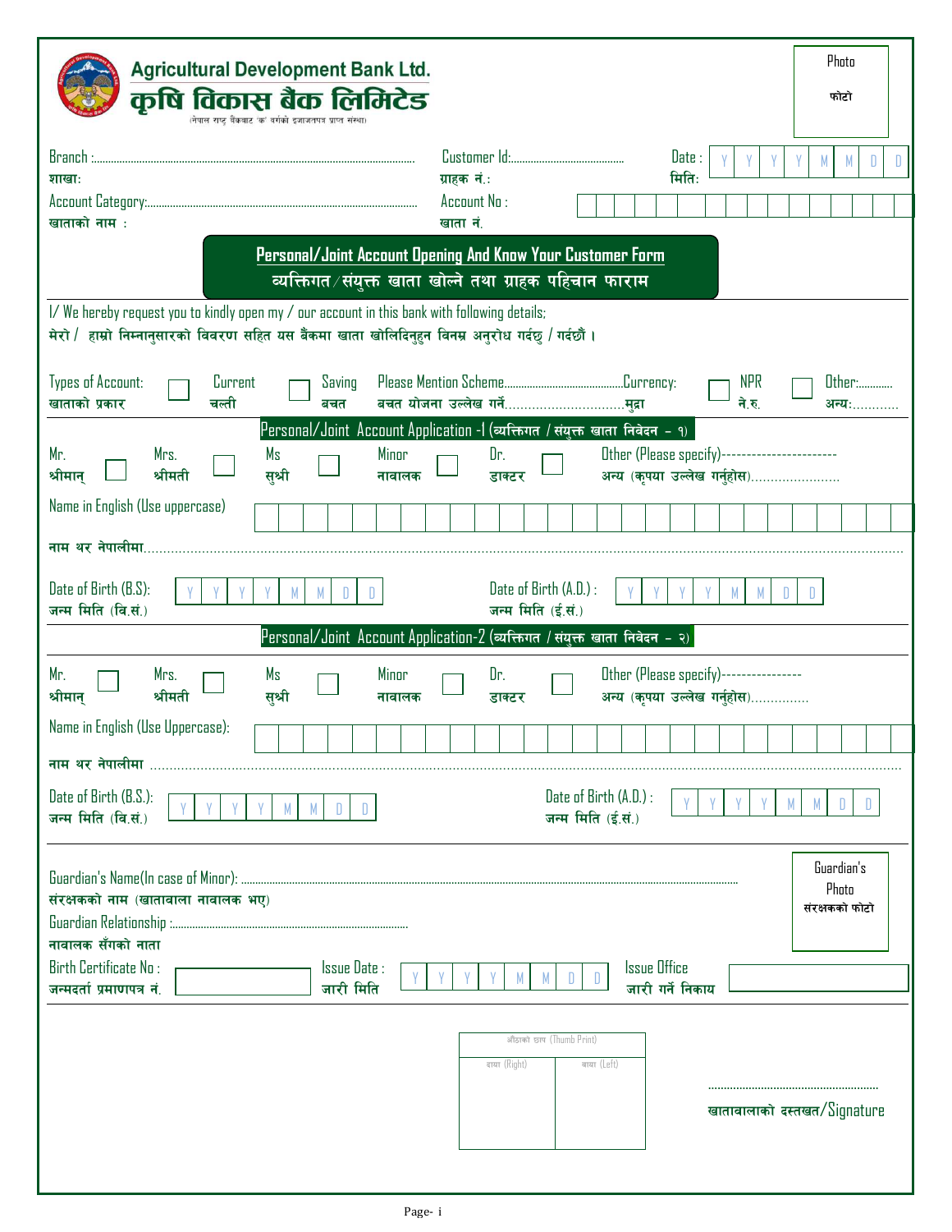# Agricultural Development Bank Ltd.
# कृषि विकास बैंक लिमिटेड

(नेपाल राष्ट्र बैंकबाट 'क' वर्गको इजाजतपत्र प्राप्त संस्था)

Photo
फोटो

Branch :........................................................................................................ शाखाः

Customer Id:........................................ ग्राहक नं.:

Date : Y Y Y Y M M D D
मितिः

Account Category:.............................................................................................. खाताको नाम :

Account No : खाता नं.

## Personal/Joint Account Opening And Know Your Customer Form
## व्यक्तिगत/संयुक्त खाता खोल्ने तथा ग्राहक पहिचान फाराम

I/ We hereby request you to kindly open my / our account in this bank with following details;
मेरो / हाम्रो निम्नानुसारको विवरण सहित यस बैंकमा खाता खोलिदिनुहुन विनम्र अनुरोध गर्दछु / गर्दछौं ।

Types of Account: खाताको प्रकार ☐ Current चल्ती ☐ Saving बचत Please Mention Scheme.......................................... बचत योजना उल्लेख गर्ने............................... Currency: मुद्रा ☐ NPR ने.रु. ☐ Other:............ अन्यः............

### Personal/Joint Account Application -1 (व्यक्तिगत / संयुक्त खाता निवेदन - १)

Mr. श्रीमान् ☐ Mrs. श्रीमती ☐ Ms सुश्री ☐ Minor नावालक ☐ Dr. डाक्टर ☐ Other (Please specify)----------------------- अन्य (कृपया उल्लेख गर्नुहोस).......................

Name in English (Use uppercase)

नाम थर नेपालीमा..........................................................................................................................................................................................

Date of Birth (B.S): जन्म मिति (वि.सं.) Y Y Y Y M M D D

Date of Birth (A.D.) : जन्म मिति (ई.सं.) Y Y Y Y M M D D

### Personal/Joint Account Application-2 (व्यक्तिगत / संयुक्त खाता निवेदन - २)

Mr. श्रीमान् ☐ Mrs. श्रीमती ☐ Ms सुश्री ☐ Minor नावालक ☐ Dr. डाक्टर ☐ Other (Please specify)---------------- अन्य (कृपया उल्लेख गर्नुहोस)...............

Name in English (Use Uppercase):

नाम थर नेपालीमा ...........................................................................................................................................................................................

Date of Birth (B.S.): जन्म मिति (वि.सं.) Y Y Y Y M M D D

Date of Birth (A.D.) : जन्म मिति (ई.सं.) Y Y Y Y M M D D

Guardian's Name(In case of Minor): ........................................................................................................................................................................................
संरक्षकको नाम (खातावाला नावालक भए)

Guardian Relationship :..................................................................................
नावालक सँगको नाता

Guardian's Photo
संरक्षकको फोटो

Birth Certificate No : जन्मदर्ता प्रमाणपत्र नं.

Issue Date : जारी मिति Y Y Y Y M M D D

Issue Office जारी गर्ने निकाय

| औंठाको छाप (Thumb Print) | |
|---|---|
| दायाँ (Right) | बायाँ (Left) |
| | |

.......................................................
खातावालाको दस्तखत/Signature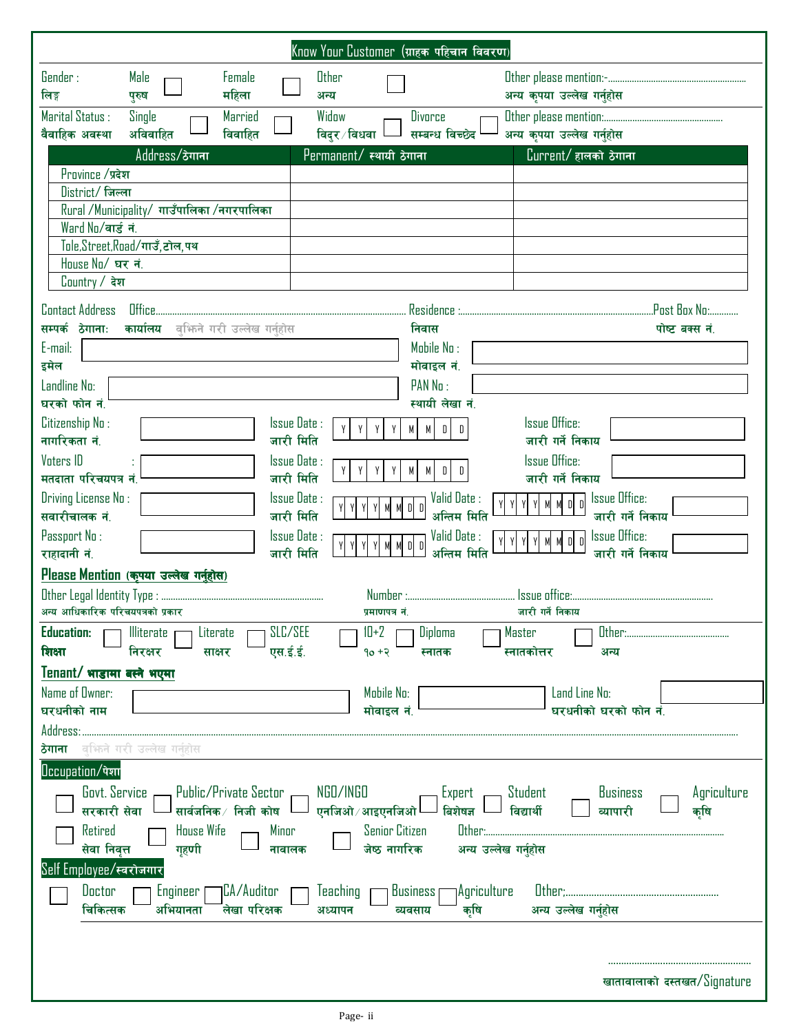# Know Your Customer (ग्राहक पहिचान विवरण)

Gender : लिङ्ग — Male पुरुष ☐ Female महिला ☐ Other अन्य ☐ Other please mention:- अन्य कृपया उल्लेख गर्नुहोस ............................................

Marital Status : वैवाहिक अवस्था — Single अविवाहित ☐ Married विवाहित ☐ Widow विदुर/विधवा ☐ Divorce सम्बन्ध विच्छेद ☐ Other please mention: अन्य कृपया उल्लेख गर्नुहोस ............................................

| Address/ठेगाना | Permanent/ स्थायी ठेगाना | Current/ हालको ठेगाना |
|---|---|---|
| Province /प्रदेश | | |
| District/ जिल्ला | | |
| Rural /Municipality/ गाउँपालिका /नगरपालिका | | |
| Ward No/वार्ड नं. | | |
| Tole,Street,Road/गाउँ,टोल,पथ | | |
| House No/ घर नं. | | |
| Country / देश | | |

Contact Address सम्पर्क ठेगाना: Office कार्यालय बुझिने गरी उल्लेख गर्नुहोस ............................................ Residence : निवास ............................................ Post Box No: पोष्ट बक्स नं. ............

E-mail: इमेल ____________________ Mobile No : मोवाइल नं. ____________________

Landline No: घरको फोन नं. ____________________ PAN No : स्थायी लेखा नं. ____________________

Citizenship No : नागरिकता नं. __________ Issue Date : जारी मिति Y Y Y Y M M D D Issue Office: जारी गर्ने निकाय __________

Voters ID : मतदाता परिचयपत्र नं. __________ Issue Date : जारी मिति Y Y Y Y M M D D Issue Office: जारी गर्ने निकाय __________

Driving License No : सवारीचालक नं. __________ Issue Date : जारी मिति Y Y Y Y M M D D Valid Date : अन्तिम मिति Y Y Y Y M M D D Issue Office: जारी गर्ने निकाय __________

Passport No : राहादानी नं. __________ Issue Date : जारी मिति Y Y Y Y M M D D Valid Date : अन्तिम मिति Y Y Y Y M M D D Issue Office: जारी गर्ने निकाय __________

## Please Mention (कृपया उल्लेख गर्नुहोस)

Other Legal Identity Type : अन्य आधिकारिक परिचयपत्रको प्रकार ............................................ Number : प्रमाणपत्र नं. ............................................ Issue office: जारी गर्ने निकाय ............................................

**Education: शिक्षा** ☐ Illiterate निरक्षर ☐ Literate साक्षर ☐ SLC/SEE एस.ई.ई. ☐ 10+2 १० +२ ☐ Diploma स्नातक ☐ Master स्नातकोत्तर ☐ Other: अन्य ............................................

## Tenant/ भाडामा बस्ने भएमा

Name of Owner: घरधनीको नाम ____________________ Mobile No: मोवाइल नं. ____________________ Land Line No: घरधनीको घरको फोन नं. ____________________

Address: ठेगाना बुझिने गरी उल्लेख गर्नुहोस ............................................

## Occupation/पेशा

☐ Govt. Service सरकारी सेवा ☐ Public/Private Sector सार्वजनिक/ निजी कोष ☐ NGO/INGO एनजिओ/आइएनजिओ ☐ Expert बिशेषज्ञ ☐ Student विद्यार्थी ☐ Business व्यापारी ☐ Agriculture कृषि

☐ Retired सेवा निवृत्त ☐ House Wife गृहणी ☐ Minor नावालक ☐ Senior Citizen जेष्ठ नागरिक Other: अन्य उल्लेख गर्नुहोस ............................................

## Self Employee/स्वरोजगार

☐ Doctor चिकित्सक ☐ Engineer अभियानता ☐ CA/Auditor लेखा परिक्षक ☐ Teaching अध्यापन ☐ Business व्यवसाय ☐ Agriculture कृषि Other: अन्य उल्लेख गर्नुहोस ............................................

............................................

खातावालाको दस्तखत/Signature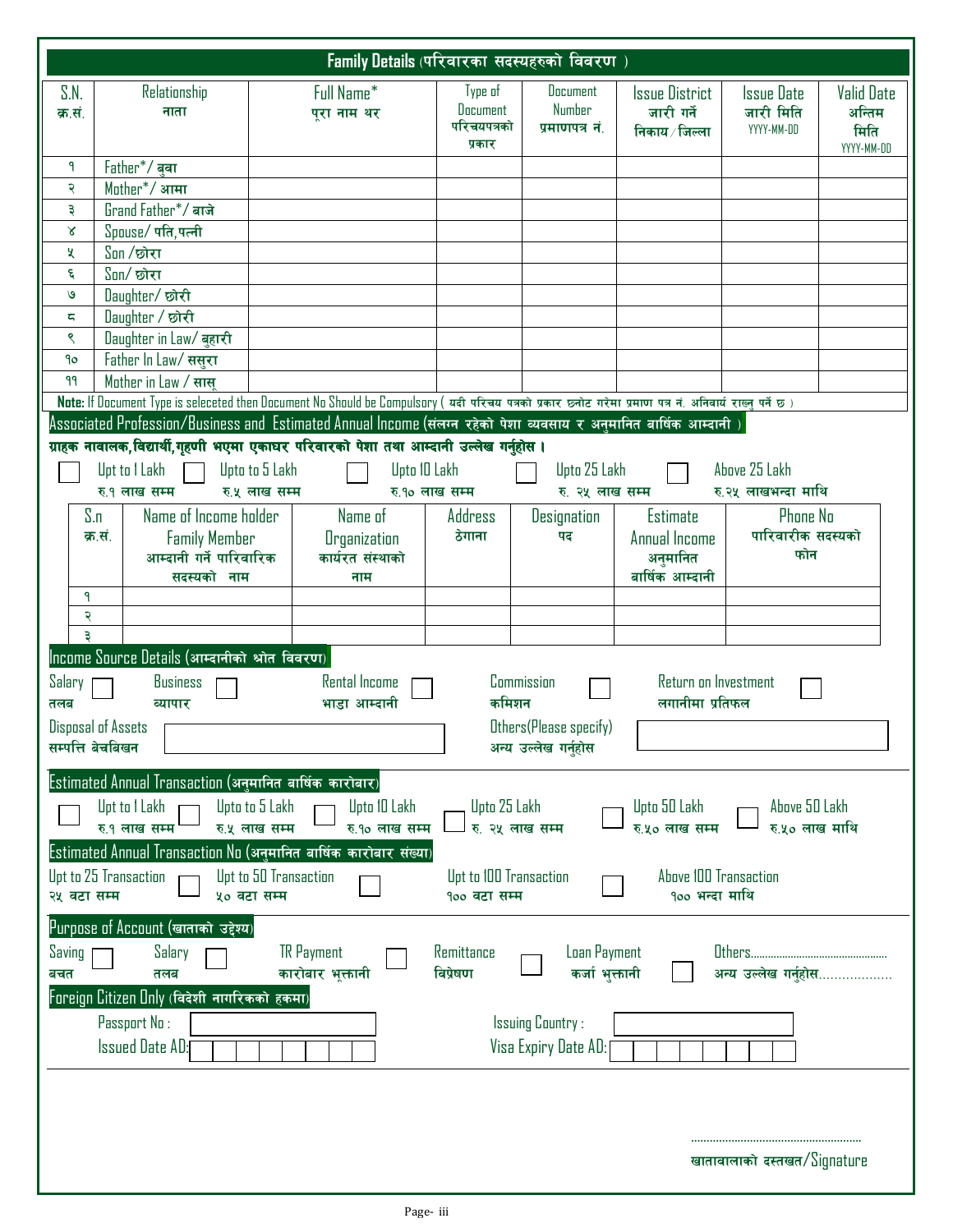## Family Details (परिवारका सदस्यहरुको विवरण )

| S.N. क्र.सं. | Relationship नाता | Full Name* पूरा नाम थर | Type of Document परिचयपत्रको प्रकार | Document Number प्रमाणपत्र नं. | Issue District जारी गर्ने निकाय / जिल्ला | Issue Date जारी मिति YYYY-MM-DD | Valid Date अन्तिम मिति YYYY-MM-DD |
|---|---|---|---|---|---|---|---|
| १ | Father*/ बुवा | | | | | | |
| २ | Mother*/ आमा | | | | | | |
| ३ | Grand Father*/ बाजे | | | | | | |
| ४ | Spouse/ पति,पत्नी | | | | | | |
| ५ | Son /छोरा | | | | | | |
| ६ | Son/ छोरा | | | | | | |
| ७ | Daughter/ छोरी | | | | | | |
| ८ | Daughter / छोरी | | | | | | |
| ९ | Daughter in Law/ बुहारी | | | | | | |
| १० | Father In Law/ ससुरा | | | | | | |
| ११ | Mother in Law / सासु | | | | | | |

**Note:** If Document Type is seleceted then Document No Should be Compulsory ( यदी परिचय पत्रको प्रकार छनोट गरेमा प्रमाण पत्र नं. अनिवार्य राख्नु पर्ने छ )

### Associated Profession/Business and Estimated Annual Income (संलग्न रहेको पेशा व्यवसाय र अनुमानित बार्षिक आम्दानी )

**ग्राहक नावालक,विद्यार्थी,गृहणी भएमा एकाघर परिवारको पेशा तथा आम्दानी उल्लेख गर्नुहोस ।**

☐ Upt to 1 Lakh रु.१ लाख सम्म ☐ Upto to 5 Lakh रु.५ लाख सम्म ☐ Upto 10 Lakh रु.१० लाख सम्म ☐ Upto 25 Lakh रु. २५ लाख सम्म ☐ Above 25 Lakh रु.२५ लाखभन्दा माथि

| S.n क्र.सं. | Name of Income holder Family Member आम्दानी गर्ने पारिवारिक सदस्यको नाम | Name of Organization कार्यरत संस्थाको नाम | Address ठेगाना | Designation पद | Estimate Annual Income अनुमानित बार्षिक आम्दानी | Phone No पारिवारीक सदस्यको फोन |
|---|---|---|---|---|---|---|
| १ | | | | | | |
| २ | | | | | | |
| ३ | | | | | | |

### Income Source Details (आम्दानीको श्रोत विवरण)

Salary तलब ☐ Business व्यापार ☐ Rental Income भाडा आम्दानी ☐ Commission कमिशन ☐ Return on Investment लगानीमा प्रतिफल ☐

Disposal of Assets सम्पत्ति बेचबिखन ______ Others(Please specify) अन्य उल्लेख गर्नुहोस ______

### Estimated Annual Transaction (अनुमानित बार्षिक कारोबार)

☐ Upt to 1 Lakh रु.१ लाख सम्म ☐ Upto to 5 Lakh रु.५ लाख सम्म ☐ Upto 10 Lakh रु.१० लाख सम्म ☐ Upto 25 Lakh रु. २५ लाख सम्म ☐ Upto 50 Lakh रु.५० लाख सम्म ☐ Above 50 Lakh रु.५० लाख माथि

### Estimated Annual Transaction No (अनुमानित बार्षिक कारोबार संख्या)

Upt to 25 Transaction २५ वटा सम्म ☐ Upt to 50 Transaction ५० वटा सम्म ☐ Upt to 100 Transaction १०० वटा सम्म ☐ Above 100 Transaction १०० भन्दा माथि

### Purpose of Account (खाताको उद्देश्य)

Saving बचत ☐ Salary तलब ☐ TR Payment कारोबार भूक्तानी ☐ Remittance विप्रेषण ☐ Loan Payment कर्जा भूक्तानी ☐ Others............................................... अन्य उल्लेख गर्नुहोस..................

### Foreign Citizen Only (विदेशी नागरिकको हकमा)

Passport No : ______ Issuing Country : ______

Issued Date AD: ______ Visa Expiry Date AD: ______

.......................................................

खातावालाको दस्तखत/Signature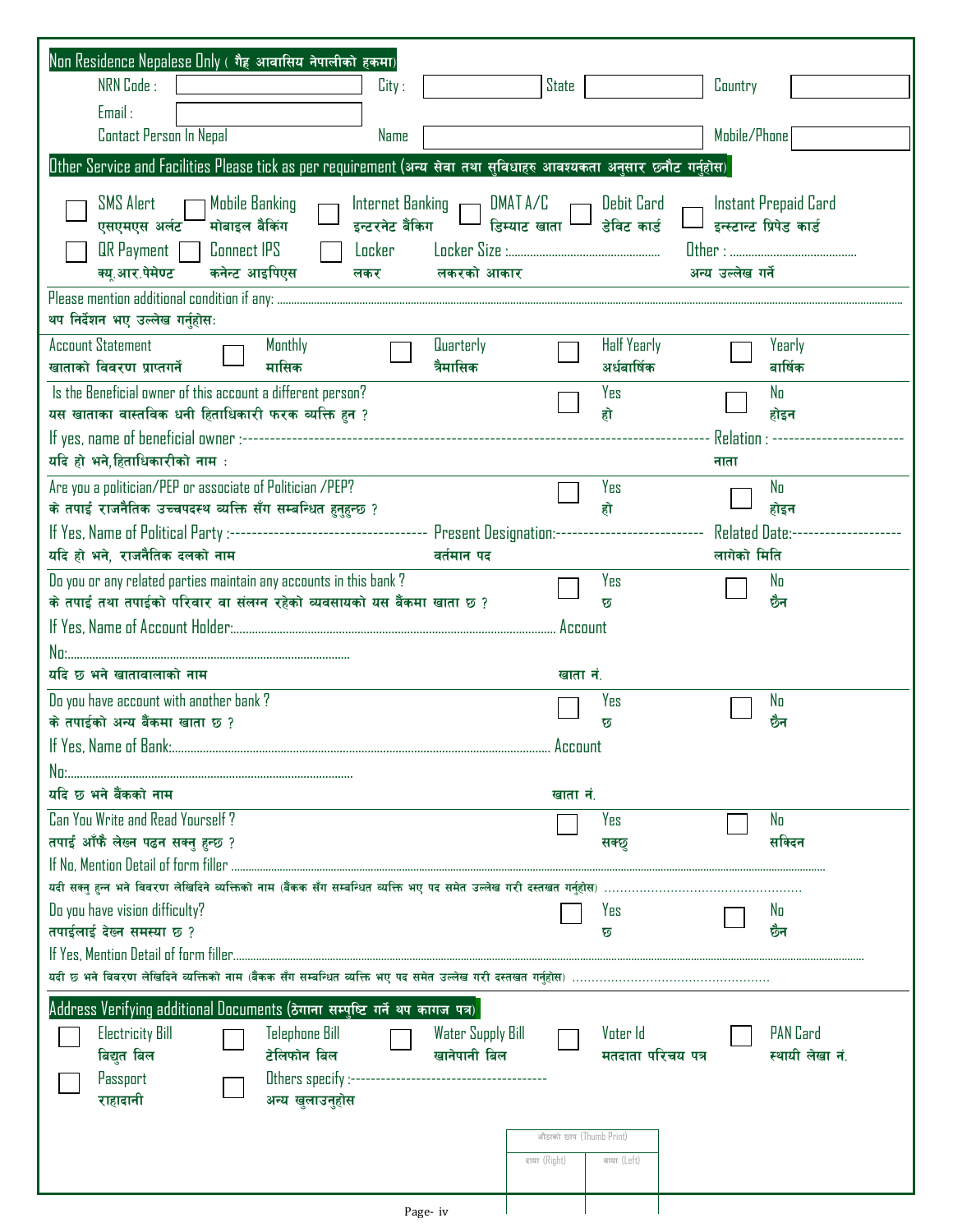## Non Residence Nepalese Only ( गैह्र आवासिय नेपालीको हकमा)

NRN Code : ____________ City : ____________ State ____________ Country ____________

Email : ____________

Contact Person In Nepal    Name ____________ Mobile/Phone ____________

## Other Service and Facilities Please tick as per requirement (अन्य सेवा तथा सुविधाहरु आवश्यकता अनुसार छनौट गर्नुहोस)

☐ SMS Alert / एसएमएस अलर्ट    ☐ Mobile Banking / मोबाइल बैंकिंग    ☐ Internet Banking / इन्टरनेट बैंकिग    ☐ DMAT A/C / डिम्याट खाता    ☐ Debit Card / डेबिट कार्ड    ☐ Instant Prepaid Card / इन्स्टान्ट प्रिपेड कार्ड

☐ QR Payment / क्यू.आर.पेमेण्ट    ☐ Connect IPS / कनेन्ट आइपिएस    ☐ Locker / लकर    Locker Size :.................. / लकरको आकार    Other : .................. / अन्य उल्लेख गर्ने

Please mention additional condition if any: ..................

थप निर्देशन भए उल्लेख गर्नुहोस:

Account Statement / खाताको विवरण प्राप्तगर्ने    ☐ Monthly / मासिक    ☐ Quarterly / त्रैमासिक    ☐ Half Yearly / अर्धबार्षिक    ☐ Yearly / बार्षिक

Is the Beneficial owner of this account a different person?    ☐ Yes / हो    ☐ No / होइन
यस खाताका वास्तविक धनी हिताधिकारी फरक व्यक्ति हुन ?

If yes, name of beneficial owner :------------------------------------ Relation : ------------------
यदि हो भने,हिताधिकारीको नाम :    नाता

Are you a politician/PEP or associate of Politician /PEP?    ☐ Yes / हो    ☐ No / होइन
के तपाई राजनैतिक उच्चपदस्थ व्यक्ति सँग सम्बन्धित हुनुहुन्छ ?

If Yes, Name of Political Party :-------------------- Present Designation:-------------------- Related Date:--------------------
यदि हो भने, राजनैतिक दलको नाम    वर्तमान पद    लागेको मिति

Do you or any related parties maintain any accounts in this bank ?    ☐ Yes / छ    ☐ No / छैन
के तपाई तथा तपाईको परिवार वा संलग्न रहेको व्यवसायको यस बैंकमा खाता छ ?

If Yes, Name of Account Holder:.................. Account No:..................
यदि छ भने खातावालाको नाम    खाता नं.

Do you have account with another bank ?    ☐ Yes / छ    ☐ No / छैन
के तपाईको अन्य बैंकमा खाता छ ?

If Yes, Name of Bank:.................. Account No:..................
यदि छ भने बैंकको नाम    खाता नं.

Can You Write and Read Yourself ?    ☐ Yes / सक्छु    ☐ No / सक्दिन
तपाई आँफै लेख्न पढन सक्नु हुन्छ ?

If No, Mention Detail of form filler ..................
यदी सक्नु हुन्न भने विवरण लेखिदिने व्यक्तिको नाम (बैंकक सँग सम्बन्धित व्यक्ति भए पद समेत उल्लेख गरी दस्तखत गर्नुहोस) ..................

Do you have vision difficulty?    ☐ Yes / छ    ☐ No / छैन
तपाईलाई देख्न समस्या छ ?

If Yes, Mention Detail of form filler..................
यदी छ भने विवरण लेखिदिने व्यक्तिको नाम (बैंकक सँग सम्बन्धित व्यक्ति भए पद समेत उल्लेख गरी दस्तखत गर्नुहोस) ..................

## Address Verifying additional Documents (ठेगाना सम्पुष्टि गर्ने थप कागज पत्र)

☐ Electricity Bill / विद्युत बिल    ☐ Telephone Bill / टेलिफोन बिल    ☐ Water Supply Bill / खानेपानी बिल    ☐ Voter Id / मतदाता परिचय पत्र    ☐ PAN Card / स्थायी लेखा नं.

☐ Passport / राहादानी    ☐ Others specify :-------------------- / अन्य खुलाउनुहोस

| औंठाको छाप (Thumb Print) | |
|---|---|
| दायाँ (Right) | बायाँ (Left) |
| | |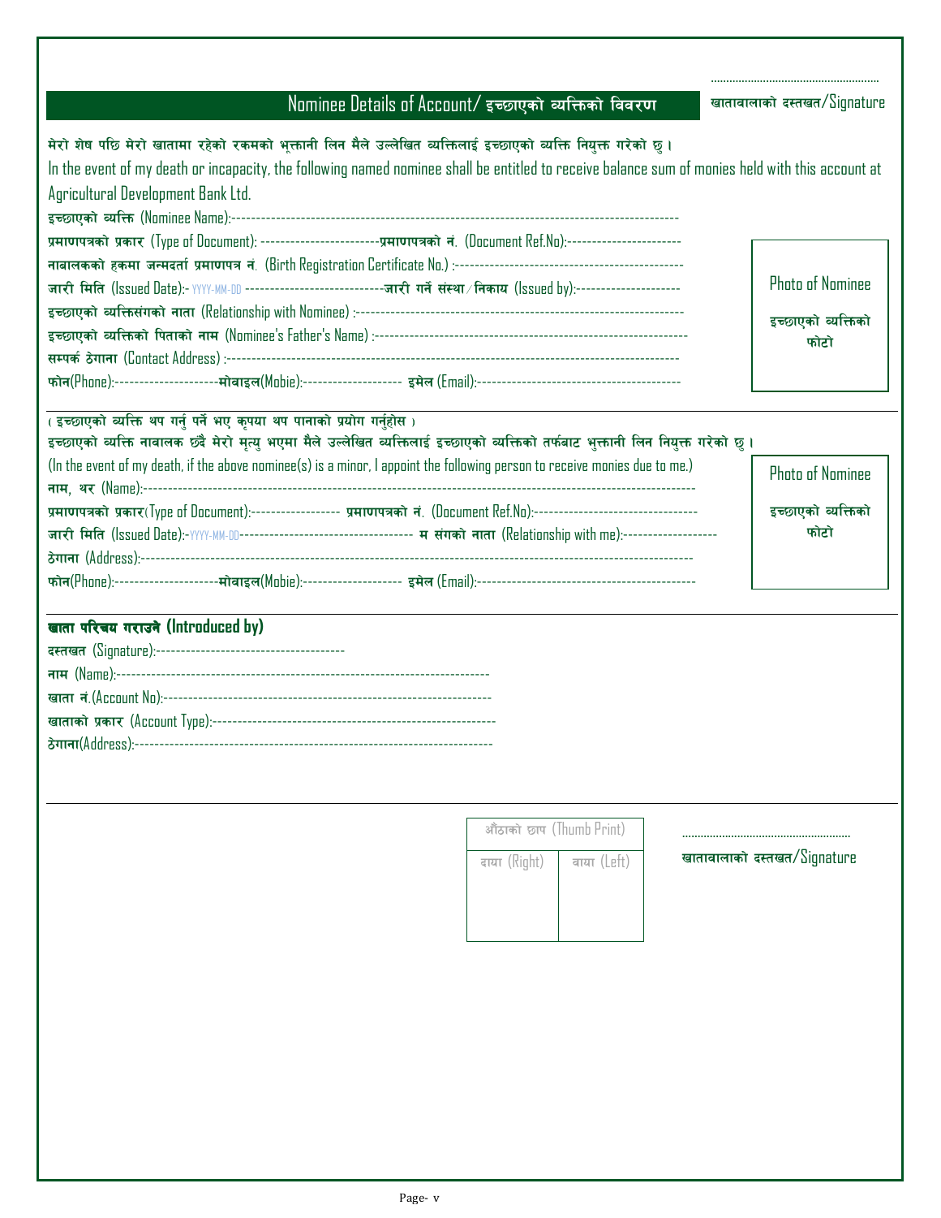.......................................................

खातावालाको दस्तखत/Signature

## Nominee Details of Account/ इच्छाएको व्यक्तिको विवरण

मेरो शेष पछि मेरो खातामा रहेको रकमको भूक्तानी लिन मैले उल्लेखित व्यक्तिलाई इच्छाएको व्यक्ति नियुक्त गरेको छु ।

In the event of my death or incapacity, the following named nominee shall be entitled to receive balance sum of monies held with this account at Agricultural Development Bank Ltd.

इच्छाएको व्यक्ति (Nominee Name):------------------------------------------------------------------------------------------

प्रमाणपत्रको प्रकार (Type of Document): ------------------------प्रमाणपत्रको नं. (Document Ref.No):-----------------------

नाबालकको हकमा जन्मदर्ता प्रमाणपत्र नं. (Birth Registration Certificate No.) :----------------------------------------------

जारी मिति (Issued Date):- YYYY-MM-DD ----------------------------जारी गर्ने संस्था/निकाय (Issued by):---------------------

इच्छाएको व्यक्तिसंगको नाता (Relationship with Nominee) :------------------------------------------------------------------

इच्छाएको व्यक्तिको पिताको नाम (Nominee's Father's Name) :--------------------------------------------------------------

सम्पर्क ठेगाना (Contact Address) :-------------------------------------------------------------------------------------------

फोन(Phone):---------------------मोवाइल(Mobie):-------------------- इमेल (Email):-----------------------------------------

Photo of Nominee

इच्छाएको व्यक्तिको फोटो

( इच्छाएको व्यक्ति थप गर्नु पर्ने भए कृपया थप पानाको प्रयोग गर्नुहोस )

इच्छाएको व्यक्ति नावालक छँदै मेरो मृत्यु भएमा मैले उल्लेखित व्यक्तिलाई इच्छाएको व्यक्तिको तर्फबाट भुक्तानी लिन नियुक्त गरेको छु ।

(In the event of my death, if the above nominee(s) is a minor, I appoint the following person to receive monies due to me.)

नाम, थर (Name):---------------------------------------------------------------------------------------------------------------

प्रमाणपत्रको प्रकार(Type of Document):------------------ प्रमाणपत्रको नं. (Document Ref.No):---------------------------------

जारी मिति (Issued Date):-YYYY-MM-DD---------------------------------- म संगको नाता (Relationship with me):-------------------

ठेगाना (Address):-------------------------------------------------------------------------------------------------------------

फोन(Phone):---------------------मोवाइल(Mobie):-------------------- इमेल (Email):---------------------------------------------

Photo of Nominee

इच्छाएको व्यक्तिको फोटो

### खाता परिचय गराउने (Introduced by)

दस्तखत (Signature):--------------------------------------

नाम (Name):------------------------------------------------------------------------------

खाता नं.(Account No):-------------------------------------------------------------------

खाताको प्रकार (Account Type):---------------------------------------------------------

ठेगाना(Address):--------------------------------------------------------------------------

| औंठाको छाप (Thumb Print) | |
|---|---|
| दाया (Right) | बाया (Left) |
| | |

.......................................................

खातावालाको दस्तखत/Signature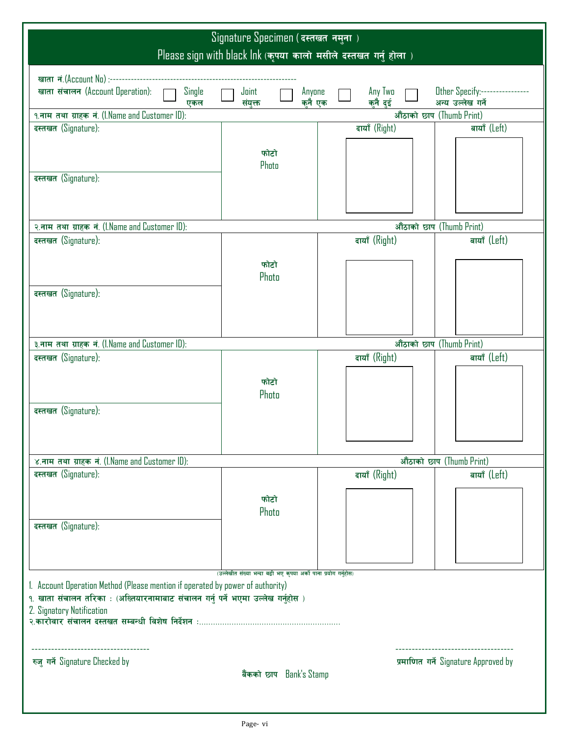# Signature Specimen ( दस्तखत नमुना )

## Please sign with black Ink (कृपया कालो मसीले दस्तखत गर्नु होला )

खाता नं.(Account No) :--------------------------------------------------------------

खाता संचालन (Account Operation): ☐ Single एकल ☐ Joint संयुक्त ☐ Anyone कुनै एक ☐ Any Two कुनै दुई ☐ Other Specify:---------------- अन्य उल्लेख गर्ने

| १.नाम तथा ग्राहक नं. (1.Name and Customer ID): | | औंठाको छाप (Thumb Print) | |
|---|---|---|---|
| दस्तखत (Signature): | फोटो Photo | दायाँ (Right) | बायाँ (Left) |
| दस्तखत (Signature): | | | |

| २.नाम तथा ग्राहक नं. (1.Name and Customer ID): | | औंठाको छाप (Thumb Print) | |
|---|---|---|---|
| दस्तखत (Signature): | फोटो Photo | दायाँ (Right) | बायाँ (Left) |
| दस्तखत (Signature): | | | |

| ३.नाम तथा ग्राहक नं. (1.Name and Customer ID): | | औंठाको छाप (Thumb Print) | |
|---|---|---|---|
| दस्तखत (Signature): | फोटो Photo | दायाँ (Right) | बायाँ (Left) |
| दस्तखत (Signature): | | | |

| ४.नाम तथा ग्राहक नं. (1.Name and Customer ID): | | औंठाको छाप (Thumb Print) | |
|---|---|---|---|
| दस्तखत (Signature): | फोटो Photo | दायाँ (Right) | बायाँ (Left) |
| दस्तखत (Signature): | | | |

(उल्लेखीत संख्या भन्दा बढी भए कृपया अर्को पाना प्रयोग गर्नुहोस)

1. Account Operation Method (Please mention if operated by power of authority)

१. खाता संचालन तरिका : (अख्तियारनामाबाट संचालन गर्नु पर्ने भएमा उल्लेख गर्नुहोस )

2. Signatory Notification

२.कारोवार संचालन दस्तखत सम्बन्धी विशेष निर्देशन :............................................................

------------------------------------ रुजु गर्ने Signature Checked by

------------------------------------ प्रमाणित गर्ने Signature Approved by

बैंकको छाप Bank's Stamp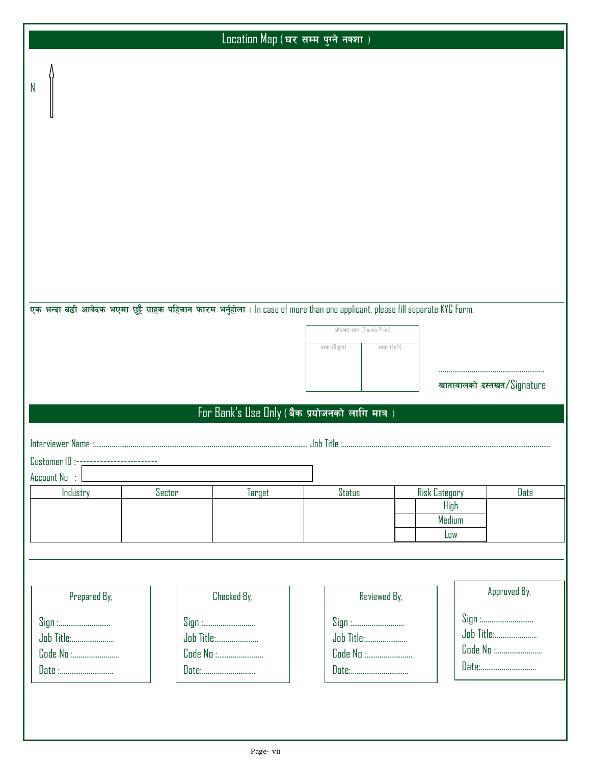## Location Map (घर सम्म पुग्ने नक्शा )

N

एक भन्दा बढी आवेदक भएमा छुट्टै ग्राहक पहिचान फारम भर्नुहोला । In case of more than one applicant, please fill separate KYC Form.

| औंठाको छाप (Thumb Print) | |
|---|---|
| दाया (Right) | बाया (Left) |
| | |

.......................................................

खातावालको दस्तखत/Signature

## For Bank's Use Only (बैंक प्रयोजनको लागि मात्र )

Interviewer Name :................................................................................................................ Job Title :..............................................................................................................

Customer ID :-----------------------

Account No :

| Industry | Sector | Target | Status | Risk Category | | Date |
|---|---|---|---|---|---|---|
| | | | | | High | |
| | | | | | Medium | |
| | | | | | Low | |

| Prepared By, | Checked By, | Reviewed By, | Approved By, |
|---|---|---|---|
| Sign :............................ | Sign :............................ | Sign :............................ | Sign :............................ |
| Job Title:...................... | Job Title:...................... | Job Title:...................... | Job Title:...................... |
| Code No :........................ | Code No :........................ | Code No :........................ | Code No :........................ |
| Date :............................ | Date:............................ | Date:............................... | Date:............................. |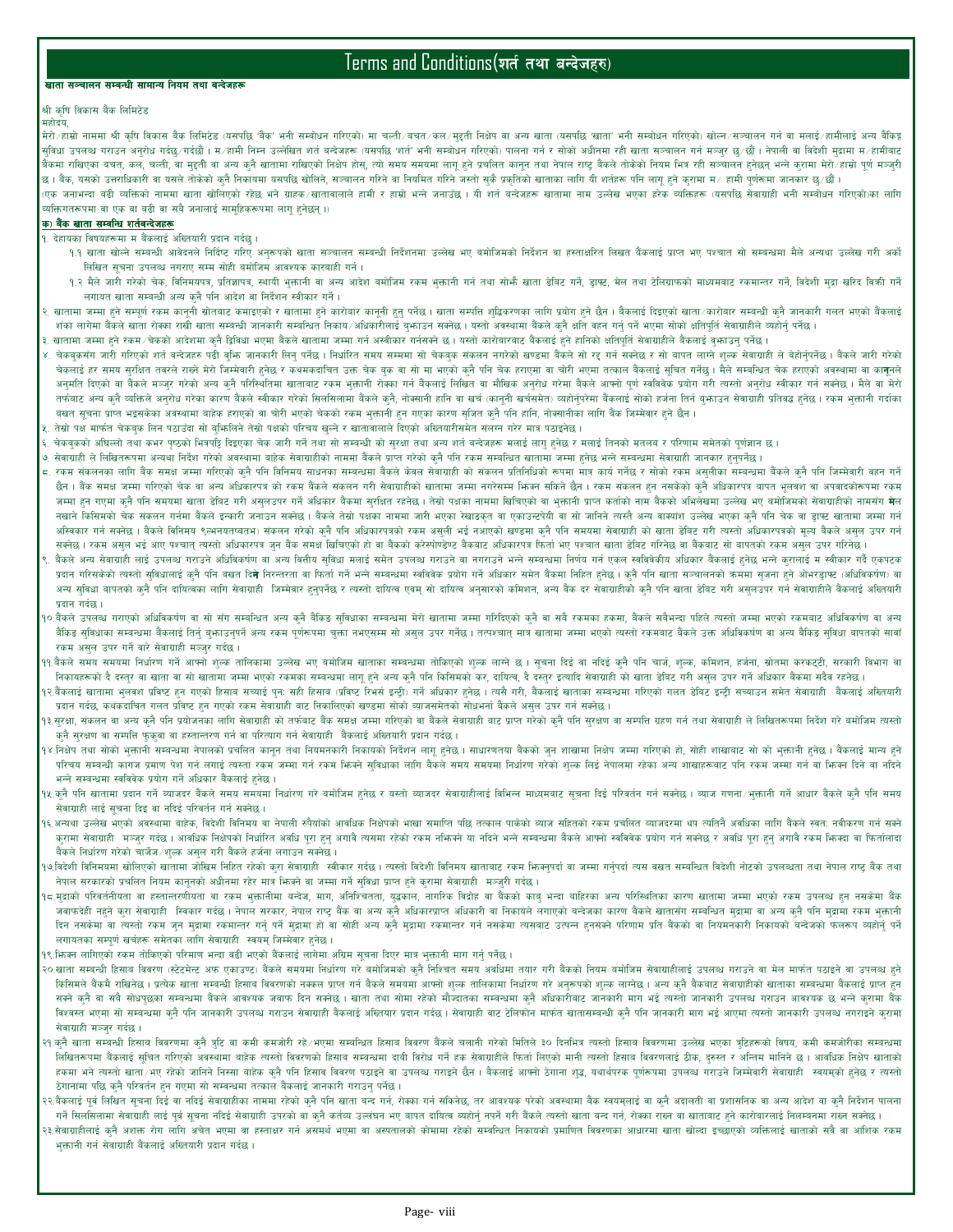# Terms and Conditions(शर्त तथा बन्देजहरु)

**खाता सञ्चालन सम्बन्धी सामान्य नियम तथा बन्देजहरू**

श्री कृषि विकास बैंक लिमिटेड

महोदय,

मेरो/हाम्रो नाममा श्री कृषि विकास बैंक लिमिटेड (यसपछि 'बैंक' भनी सम्बोधन गरिएको) मा चल्ती/बचत/कल/मुद्दती निक्षेप वा अन्य खाता (यसपछि 'खाता' भनी सम्बोधन गरिएको) खोल्न/सञ्चालन गर्न वा मलाई/हामीलाई अन्य बैंकिङ सुविधा उपलब्ध गराउन अनुरोध गर्दछु/गर्दछौं । म/हामी निम्न उल्लेखित शर्त बन्देजहरू (यसपछि 'शर्त' भनी सम्बोधन गरिएको) पालना गर्न र सोको अधीनमा रही खाता सञ्चालन गर्न मञ्जुर छु/छौं । नेपाली वा विदेशी मुद्रामा म/हामीबाट बैंकमा राखिएको बचत, कल, चल्ती, वा मुद्दती वा अन्य कुनै खातामा राखिएको निक्षेप होस्, त्यो समय समयमा लागू हुने प्रचलित कानून तथा नेपाल राष्ट्र बैंकले तोकेको नियम भित्र रही सञ्चालन हुनेछन् भन्ने कुरामा मेरो/हाम्रो पूर्ण मञ्जुरी छ । बैंक, यसको उत्तराधिकारी वा यसले तोकेको कुनै निकायमा यसपछि खोलिने, सञ्चालन गरिने वा नियमित गरिने जस्तो सुकै प्रकृतिको खाताका लागि यी शर्तहरू पनि लागू हुने कुरामा म/ हामी पूर्णरूपमा जानकार छु/छौं ।

(एक जनाभन्दा बढी व्यक्तिको नाममा खाता खोलिएको रहेछ भने ग्राहक/खातावालाले हामी र हाम्रो भन्ने जनाउँछ । यी शर्त बन्देजहरू खातामा नाम उल्लेख भएका हरेक व्यक्तिहरू (यसपछि सेवाग्राही भनी सम्बोधन गरिएको)का लागि व्यक्तिगतरूपमा वा एक वा बढी वा सबै जनालाई सामुहिकरूपमा लागू हुनेछन् ।)

**क) बैंक खाता सम्बन्धि शर्तबन्देजहरू**

१. देहायका विषयहरूमा म बैंकलाई अख्तियारी प्रदान गर्दछु ।

  १.१ खाता खोल्ने सम्बन्धी आवेदनले निर्दिष्ट गरिए अनुरूपको खाता सञ्चालन सम्बन्धी निर्देशनमा उल्लेख भए बमोजिमको निर्देशन र हस्ताक्षरित लिखत बैंकलाई प्राप्त भए पश्चात सो सम्बन्धमा मैले अन्यथा उल्लेख गरी अर्को लिखित सूचना उपलब्ध नगराए सम्म सोही बमोजिम आवश्यक कारवाही गर्न ।

  १.२ मैले जारी गरेको चेक, विनिमयपत्र, प्रतिज्ञापत्र, स्थायी भुक्तानी वा अन्य आदेश बमोजिम रकम भुक्तानी गर्न तथा सोभै खाता डेबिट गर्न, ड्राफ्ट, मेल तथा टेलिग्राफको माध्यमबाट रकमान्तर गर्न, विदेशी मुद्रा खरिद बिक्री गर्न लगायत खाता सम्बन्धी अन्य कुनै पनि आदेश वा निर्देशन स्वीकार गर्न ।

२. खातामा जम्मा हुने सम्पूर्ण रकम कानूनी स्रोतबाट कमाइएको र खातामा हुने कारोबार कानूनी हुनु पर्नेछ । खाता सम्पत्ति शुद्धिकरणका लागि प्रयोग हुने छैन । बैंकलाई दिइएको खाता/कारोबार सम्बन्धी कुनै जानकारी गलत भएको बैंकलाई शंका लागेमा बैंकले खाता रोक्का राखी खाता सम्बन्धी जानकारी सम्बन्धित निकाय/अधिकारीलाई बुझाउन सक्नेछ । यस्तो अवस्थामा बैंकले कुनै क्षति वहन गर्नु पर्ने भएमा सोको क्षतिपूर्ति सेवाग्राहीले व्यहोर्नु पर्नेछ ।

३. खातामा जम्मा हुने रकम/चेकको आदेशमा कुनै द्विविधा भएमा बैंकले खातामा जम्मा गर्न अस्वीकार गर्नसक्ने छ । यस्तो कारोबारबाट बैंकलाई हुने हानिको क्षतिपूर्ति सेवाग्राहीले बैंकलाई बुझाउनु पर्नेछ ।

४. चेकबुकसँग जारी गरिएको शर्त बन्देजहरु पढी बुझि जानकारी लिनु पर्नेछ । निर्धारित समय सम्ममा सो चेकबुक संकलन नगरेको खण्डमा बैंकले सो रद्द गर्न सक्नेछ र सो बापत लाग्ने शुल्क सेवाग्राही ले बेहोर्नुपर्नेछ । बैंकले जारी गरेको चेकलाई हर समय सुरक्षित तवरले राख्ने मेरो जिम्मेवारी हुनेछ र कथमकदाचित उक्त चेक बुक वा सो मा भएको कुनै पनि चेक हराएमा वा चोरी भएमा तत्काल बैंकलाई सूचित गर्नेछु । मैले सम्बन्धित चेक हराएको अवस्थामा वा कानूनले अनुमति दिएको वा बैंकले मञ्जुर गरेको अन्य कुनै परिस्थितिमा खाताबाट रकम भुक्तानी रोक्का गर्न बैंकलाई लिखित वा मौखिक अनुरोध गरेमा बैंकले आफ्नो पूर्ण स्वविवेक प्रयोग गरी त्यस्तो अनुरोध स्वीकार गर्न सक्नेछ । मैले वा मेरो तर्फबाट अन्य कुनै व्यक्तिले अनुरोध गरेका कारण बैंकले स्वीकार गरेको सिलसिलामा बैंकले कुनै, नोक्सानी हानि वा खर्च (कानूनी खर्चसमेत) व्यहोर्नुपरेमा बैंकलाई सोको हर्जाना तिर्न बुझाउन सेवाग्राही प्रतिवद्ध हुनेछ । रकम भुक्तानी गर्दाका बखत सूचना प्राप्त भइसकेका अवस्थामा बाहेक हराएको वा चोरी भएको चेकको रकम भुक्तानी हुन गएका कारण सृजित कुनै पनि हानि, नोक्सानीका लागि बैंक जिम्मेवार हुने छैन ।

५. तेस्रो पक्ष मार्फत चेकबुक लिन पठाउँदा सो बुझिलिने तेस्रो पक्षको परिचय खुल्ने र खातावालाले दिएको अख्तियारीसमेत संलग्न गरेर मात्र पठाउनेछ ।

६. चेकबुकको अघिल्लो तथा कभर पृष्ठको भित्रपट्टि दिइएका चेक जारी गर्ने तथा सो सम्बन्धी को सुरक्षा तथा अन्य शर्त बन्देजहरू मलाई लागू हुनेछ र मलाई तिनको मतलब र परिणाम समेतको पूर्णज्ञान छ ।

७. सेवाग्राही ले लिखितरूपमा अन्यथा निर्देश गरेको अवस्थामा बाहेक सेवाग्राहीको नाममा बैंकले प्राप्त गरेको कुनै पनि रकम सम्बन्धित खातामा जम्मा हुनेछ भन्ने सम्बन्धमा सेवाग्राही जानकार हुनुपर्नेछ ।

८. रकम संकलनका लागि बैंक समक्ष जम्मा गरिएको कुनै पनि विनिमय साधनका सम्बन्धमा बैंकले केवल सेवाग्राही को संकलन प्रतिनिधिको रूपमा मात्र कार्य गर्नेछ र सोको रकम असुलीका सम्बन्धमा बैंकले कुनै पनि जिम्मेवारी वहन गर्ने छैन । बैंक समक्ष जम्मा गरिएको चेक वा अन्य अधिकारपत्र को रकम बैंकले संकलन गरी सेवाग्राहीको खातामा जम्मा नगरेसम्म भिक्न सकिने छैन । रकम संकलन हुन नसकेको कुनै अधिकारपत्र बापत भूलवश वा अपवादकोरूपमा रकम जम्मा हुन गएमा कुनै पनि समयमा खाता डेबिट गरी असुलउपर गर्ने अधिकार बैंकमा सुरक्षित रहनेछ । तेस्रो पक्षका नाममा खिचिएको वा भुक्तानी प्राप्त कर्ताको नाम बैंकको अभिलेखमा उल्लेख भए बमोजिमको सेवाग्राहीको नामसँग मेल नखाने किसिमको चेक संकलन गर्नमा बैंकले इन्कारी जनाउन सक्नेछ । बैंकले तेस्रो पक्षका नाममा जारी भएका रेखाङ्कत वा एकाउन्टपेयी वा सो जानिने त्यस्तै अन्य वाक्यांश उल्लेख भएका कुनै पनि चेक वा ड्राफ्ट खातामा जम्मा गर्न अस्विकार गर्न सक्नेछ । बैंकले विनिमय ऐनमयतत्वतम) संकलन गरेको कुनै पनि अधिकारपत्रको रकम असुली भई नआएको खण्डमा कुनै पनि समयमा सेवाग्राही को खाता डेबिट गरी त्यस्तो अधिकारपत्रको मूल्य बैंकले असुल उपर गर्न सक्नेछ । रकम असुल भई आए पश्चात् त्यस्तो अधिकारपत्र जुन बैंक समक्ष खिचिएको हो वा बैंकको करेस्पोण्डेण्ट बैंकबाट अधिकारपत्र फिर्ता भए पश्चात खाता डेबिट गरिनेछ वा बैंकबाट सो बापतको रकम असुल उपर गरिनेछ ।

९. बैंकले अन्य सेवाग्राही लाई उपलब्ध गराउने अधिविकर्षण वा अन्य वित्तीय सुविधा मलाई समेत उपलब्ध गराउने वा नगराउने भन्ने सम्बन्धमा निर्णय गर्न एकल स्वविवेकीय अधिकार बैंकलाई हुनेछ भन्ने कुरालाई म स्वीकार गर्दछु एकपटक प्रदान गरिसकेको त्यस्तो सुविधालाई कुनै पनि बखत दिने निरन्तरता वा फिर्ता गर्ने भन्ने सम्बन्धमा स्वविवेक प्रयोग गर्ने अधिकार समेत बैंकमा निहित हुनेछ । कुनै पनि खाता सञ्चालनको क्रममा सृजना हुने ओभरड्राफ्ट (अधिविकर्षण) वा अन्य सुविधा बापतको कुनै पनि दायित्वका लागि सेवाग्राही जिम्मेवार हुनुपर्नेछ र त्यस्तो दायित्व एवम् सो दायित्व अनुसारको कमिशन, अन्य बैंक दर सेवाग्राहीको कुनै पनि खाता डेबिट गरी असुलउपर गर्न सेवाग्राहीले बैंकलाई अख्तियारी प्रदान गर्दछ ।

१०.बैंकले उपलब्ध गराएको अधिविकर्षण वा सो सँग सम्बन्धित अन्य कुनै बैंकिङ सुविधाका सम्बन्धमा मेरो खातामा जम्मा गरिदिएको कुनै वा सबै रकमका हकमा, बैंकले सबैभन्दा पहिले त्यस्तो जम्मा भएको रकमबाट अधिविकर्षण वा अन्य बैंकिङ सुविधाका सम्बन्धमा बैंकलाई तिर्नु बुझाउनुपर्ने अन्य रकम पूर्णरूपमा चुक्ता नभएसम्म सो असुल उपर गर्नेछ । तत्पश्चात् मात्र खातामा जम्मा भएको त्यस्तो रकमबाट बैंकले उक्त अधिविकर्षण वा अन्य बैकिङ सुविधा बापतको साबाँ रकम असुल उपर गर्ने बारे सेवाग्राही मञ्जुर गर्दछ ।

११.बैंकले समय समयमा निर्धारण गर्ने आफ्नो शुल्क तालिकामा उल्लेख भए बमोजिम खाताका सम्बन्धमा तोकिएको शुल्क लाग्ने छ । सूचना दिई वा नदिई कुनै पनि चार्ज, शुल्क, कमिशन, हर्जना, स्रोतमा करकट्टी, सरकारी विभाग वा निकायहरूको दै दस्तुर वा खाता वा सो खातामा जम्मा भएको रकमका सम्बन्धमा लागू हुने अन्य कुनै पनि किसिमको कर, दायित्व, दै दस्तुर इत्यादि सेवाग्राही को खाता डेबिट गरी असुल उपर गर्ने अधिकार बैंकमा सदैव रहनेछ ।

१२.बैंकलाई खातामा भुलवश प्रविष्ट हुन गएको हिसाब सच्याई पुनः सही हिसाव (प्रविष्ट रिभर्स इन्ट्री) गर्ने अधिकार हुनेछ । त्यसै गरी, बैंकलाई खाताका सम्बन्धमा गरिएको गलत डेबिट इन्ट्री सच्याउन समेत सेवाग्राही बैंकलाई अख्तियारी प्रदान गर्दछ, कथंकदाचित गलत प्रविष्ट हुन गएको रकम सेवाग्राही बाट निकालिएको खण्डमा सोको ब्याजसमेतको सोधभर्ना बैंकले असुल उपर गर्न सक्नेछ ।

१३.सुरक्षा, संकलन वा अन्य कुनै पनि प्रयोजनका लागि सेवाग्राही को तर्फबाट बैंक समक्ष जम्मा गरिएको वा बैंकले सेवाग्राही बाट प्राप्त गरेको कुनै पनि सुरक्षण वा सम्पत्ति ग्रहण गर्न तथा सेवाग्राही ले लिखितरूपमा निर्देश गरे बमोजिम त्यस्तो कुनै सुरक्षण वा सम्पत्ति फुकुवा वा हस्तान्तरण गर्न वा परित्याग गर्न सेवाग्राही बैंकलाई अख्तियारी प्रदान गर्दछ ।

१४.निक्षेप तथा सोको भुक्तानी सम्बन्धमा नेपालको प्रचलित कानुन तथा नियमनकारी निकायको निर्देशन लागू हुनेछ । साधारणतया बैंकको जुन शाखामा निक्षेप जम्मा गरिएको हो, सोही शाखाबाट सो को भुक्तानी हुनेछ । बैंकलाई मान्य हुने परिचय सम्बन्धी कागज प्रमाण पेश गर्न लगाई त्यस्ता रकम जम्मा गर्न रकम भिक्ने सुविधाका लागि बैंकले समय समयमा निर्धारण गरेको शुल्क लिई नेपालमा रहेका अन्य शाखाहरूबाट पनि रकम जम्मा गर्न वा भिक्न दिने वा नदिने भन्ने सम्बन्धमा स्वविवेक प्रयोग गर्ने अधिकार बैंकलाई हुनेछ ।

१५.कुनै पनि खातामा प्रदान गर्ने ब्याजदर बैंकले समय समयमा निर्धारण गरे बमोजिम हुनेछ र यस्तो ब्याजदर सेवाग्राहीलाई विभिन्न माध्यमबाट सूचना दिई परिवर्तन गर्न सक्नेछ । ब्याज गणना/भुक्तानी गर्ने आधार बैंकले कुनै पनि समय सेवाग्राही लाई सूचना दिइ वा नदिइ परिवर्तन गर्न सक्नेछ ।

१६.अन्यथा उल्लेख भएको अवस्थामा बाहेक, विदेशी विनिमय वा नेपाली रुपैयाँको आवधिक निक्षेपको भाखा समाप्ति पछि तत्काल पाकेको ब्याज सहितको रकम प्रचलित ब्याजदरमा थप त्यतिनै अवधिका लागि बैंकले स्वतः नवीकरण गर्न सक्ने कुरामा सेवाग्राही मञ्जुर गर्दछ । आवधिक निक्षेपको निर्धारित अवधि पूरा हुनु अगावै त्यसमा रहेको रकम नभिक्ने वा नदिने भन्ने सम्बन्धमा बैंकले आफ्नो स्वविवेक प्रयोग गर्न सक्नेछ र अवधि पूरा हुनु अगावै रकम भिक्दा वा फिर्तालादा बैंकले निर्धारण गरेको चार्जेज/शुल्क असुल गरी बैंकले हर्जना लगाउन सक्नेछ ।

१७.विदेशी विनिमयमा खोलिएको खातामा जोखिम निहित रहेको कुरा सेवाग्राही स्वीकार गर्दछ । त्यस्तो विदेशी विनिमय खाताबाट रकम भिक्नुपर्दा वा जम्मा गर्नुपर्दा त्यस बखत सम्बन्धित विदेशी नोटको उपलब्धता तथा नेपाल राष्ट्र बैंक तथा नेपाल सरकारको प्रचलित नियम कानूनको अधीनमा रहेर मात्र भिक्ने वा जम्मा गर्ने सुविधा प्राप्त हुने कुरामा सेवाग्राही मञ्जुरी गर्दछ ।

१८.मुद्राको परिवर्तनीयता वा हस्तान्तरणीयता वा रकम भुक्तानीमा बन्देज, माग, अनिश्चितता, युद्धकाल, नागरिक विद्रोह वा बैंकको काबु भन्दा बाहिरका अन्य परिस्थितिका कारण खातामा जम्मा भएको रकम उपलब्ध हुन नसकेमा बैंक जवाफदेही नहुने कुरा सेवाग्राही स्विकार गर्दछ । नेपाल सरकार, नेपाल राष्ट्र बैंक वा अन्य कुनै अधिकारप्राप्त अधिकारी वा निकायले लगाएको बन्देजका कारण बैंकले खातासँग सम्बन्धित मुद्रामा वा अन्य कुनै पनि मुद्रामा रकम भुक्तानी दिन नसकेमा वा त्यस्तो रकम जुन मुद्रामा रकमान्तर गर्नु पर्ने मुद्रामा हो वा सोही अन्य कुनै मुद्रामा रकमान्तर गर्न नसकेमा त्यसबाट उत्पन्न हुनसक्ने परिणाम प्रति बैंकको वा नियमनकारी निकायको बन्देजको फलस्वरूप व्यहोर्नु पर्ने लगायतका सम्पूर्ण खर्चहरू समेतका लागि सेवाग्राही स्वयम् जिम्मेवार हुनेछ ।

१९.भिक्न लागिएको रकम तोकिएको परिमाण भन्दा बढी भएको बैंकलाई लागेमा अग्रिम सूचना दिएर मात्र भुक्तानी माग गर्नु पर्नेछ ।

२०.खाता सम्बन्धी हिसाब विवरण (स्टेटमेन्ट अफ एकाउण्ट) बैंकले समयमा निर्धारण गरे बमोजिमको कुनै निश्चित समय अवधिमा तयार गरी बैंकको नियम बमोजिम सेवाग्राहीलाई उपलब्ध गराउने वा मेल मार्फत पठाइने वा उपलब्ध हुने किसिमले बैंकमै राखिनेछ । प्रत्येक खाता सम्बन्धी हिसाब विवरणको नक्कल प्राप्त गर्न बैंकले समयमा आफ्नो शुल्क तालिकामा निर्धारण गरे अनुरूपको शुल्क लाग्नेछ । अन्य कुनै बैंकबाट सेवाग्राहीको खाताका सम्बन्धमा बैंकलाई प्राप्त हुन सक्ने कुनै वा सबै सोधपुछका सम्बन्धमा बैंकले आवश्यक जवाफ दिन सक्नेछ । खाता तथा सोमा रहेको मौज्दातका सम्बन्धमा कुनै अधिकारीबाट जानकारी माग भई त्यस्तो जानकारी उपलब्ध गराउन आवश्यक छ भन्ने कुरामा बैंक विश्वस्त भएमा सो सम्बन्धमा कुनै पनि जानकारी उपलब्ध गराउन सेवाग्राही बैंकलाई अख्तियार प्रदान गर्दछ । सेवाग्राही बाट टेलिफोन मार्फत खातासम्बन्धी कुनै पनि जानकारी माग भई आएमा त्यस्तो जानकारी उपलब्ध नगराइने कुरामा सेवाग्राही मञ्जुर गर्दछ ।

२१.कुनै खाता सम्बन्धी हिसाब विवरणमा कुनै त्रुटि वा कमी कमजोरी रहे/भएमा सम्बन्धित हिसाब विवरण बैंकले चलानी गरेको मितिले ३० दिनभित्र त्यस्तो हिसाब विवरणमा उल्लेख भएका त्रुटिहरूको विषय, कमी कमजोरीका सम्बन्धमा लिखितरूपमा बैंकलाई सूचित गरिएको अवस्थामा बाहेक त्यस्तो विवरणको हिसाब सम्बन्धमा दावी विरोध गर्ने हक सेवाग्राहीले फिर्ता लिएको मानी त्यस्तो हिसाब विवरणलाई ठीक, दुरुस्त र अन्तिम मानिने छ । आवधिक निक्षेप खाताको हकमा भने त्यस्तो खाता/भए रहेको जानिने निस्सा बाहेक कुनै पनि हिसाब विवरण पठाइने वा उपलब्ध गराइने छैन । बैंकलाई आफ्नो ठेगाना शुद्ध, यथार्थपरक पूर्णरूपमा उपलब्ध गराउने जिम्मेवारी सेवाग्राही स्वयम्को हुनेछ र त्यस्तो ठेगानामा पछि कुनै परिवर्तन हुन गएमा सो सम्बन्धमा तत्काल बैंकलाई जानकारी गराउनु पर्नेछ ।

२२.बैंकलाई पूर्व लिखित सूचना दिई वा नदिई सेवाग्राहीका नाममा रहेको कुनै पनि खाता बन्द गर्न, रोक्का गर्न सकिनेछ, तर आवश्यक परेको अवस्थामा बैंक स्वयमलाई वा कुनै अदालती वा प्रशासनिक वा अन्य आदेश वा कुनै निर्देशन पालना गर्ने सिलसिलामा सेवाग्राही लाई पूर्व सूचना नदिई सेवाग्राही उपरको वा कुनै कर्तव्य उल्लंघन भए बापत दायित्व व्यहोर्नु नपर्ने गरी बैंकले त्यस्तो खाता बन्द गर्न, रोक्का राख्न वा खाताबाट हुने कारोबारलाई निलम्बनमा राख्न सक्नेछ ।

२३.सेवाग्राहीलाई कुनै अशक्त रोग लागि अचेत भएमा वा हस्ताक्षर गर्न असमर्थ भएमा वा अस्पतालको कोमामा रहेको सम्बन्धित निकायको प्रमाणित विवरणका आधारमा खाता खोल्दा इच्छाएको व्यक्तिलाई खाताको सबै वा आंशिक रकम भुक्तानी गर्न सेवाग्राही बैंकलाई अख्तियारी प्रदान गर्दछ ।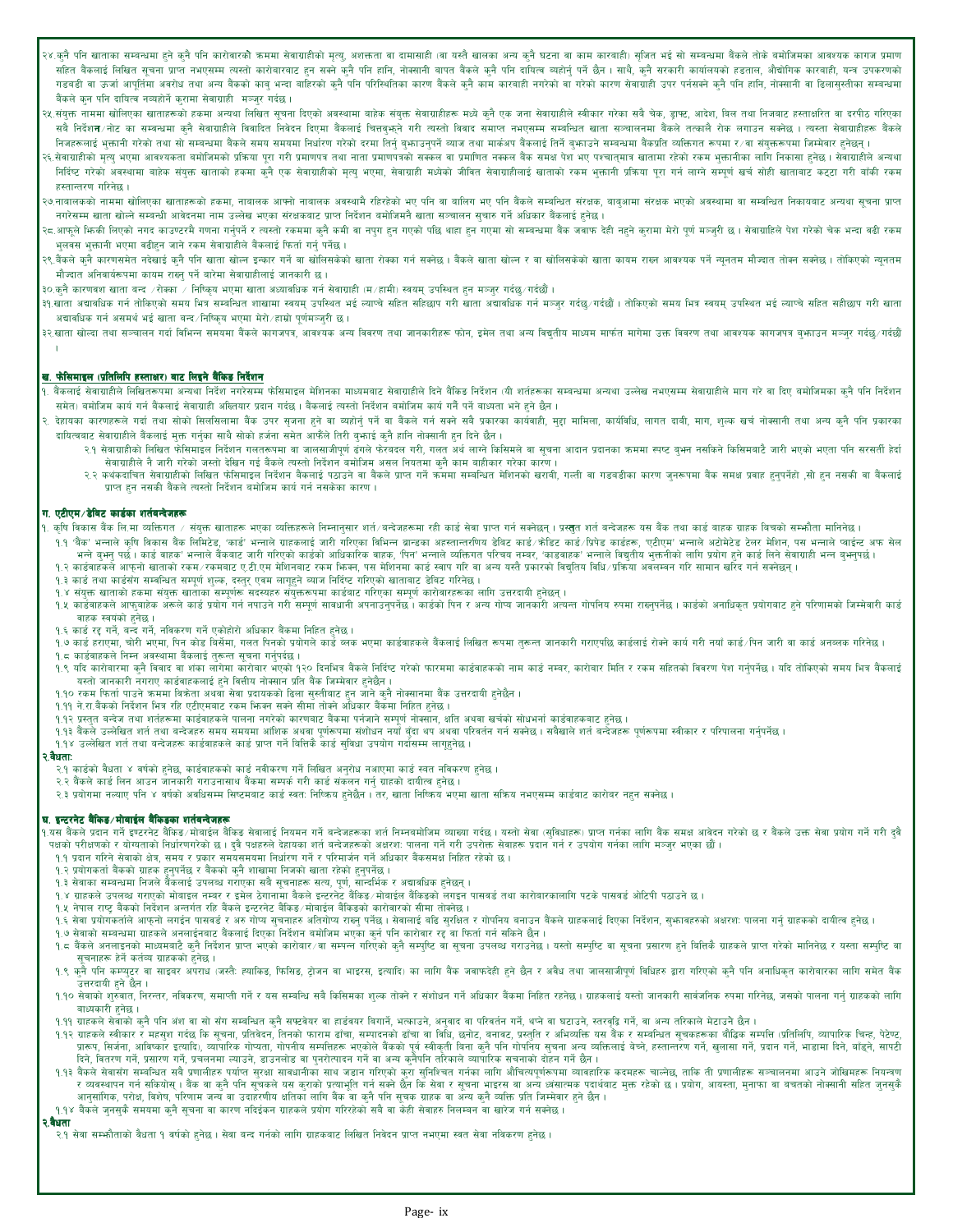२४.कुनै पनि खाताका सम्बन्धमा हुने कुनै पनि कारोबारको क्रममा सेवाग्राहीको मृत्यु, अशक्तता वा दामासाही (वा यस्तै खालका अन्य कुनै घटना वा काम कारवाही) सृजित भई सो सम्बन्धमा बैंकले तोके बमोजिमका आवश्यक कागज प्रमाण सहित बैंकलाई लिखित सूचना प्राप्त नभएसम्म त्यस्तो कारोबारबाट हुन सक्ने कुनै पनि हानि, नोक्सानी बापत बैंकले कुनै पनि दायित्व व्यहोर्नु पर्ने छैन । साथै, कुनै सरकारी कार्यालयको हडताल, औद्योगिक कारवाही, यन्त्र उपकरणको गडबडी वा ऊर्जा आपूर्तिमा अवरोध तथा अन्य बैंकको काबु भन्दा बाहिरको कुनै पनि परिस्थितिका कारण बैंकले कुनै काम कारवाही नगरेको वा गरेको कारण सेवाग्राही उपर पर्नसक्ने कुनै पनि हानि, नोक्सानी वा ढिलासुस्तीका सम्बन्धमा बैंकले कुन पनि दायित्व नव्यहोर्ने कुरामा सेवाग्राही मञ्जुर गर्दछ ।

२५.संयुक्त नाममा खोलिएका खाताहरूको हकमा अन्यथा लिखित सूचना दिएको अवस्थामा बाहेक संयुक्त सेवाग्राहीहरू मध्ये कुनै एक जना सेवाग्राहीले स्वीकार गरेका सबै चेक, ड्राफ्ट, आदेश, बिल तथा निजबाट हस्ताक्षरित वा दरपीठ गरिएका सबै निर्देशन/नोट का सम्बन्धमा कुनै सेवाग्राहीले विवादित निवेदन दिएमा बैंकलाई चित्तबुझ्ने गरी त्यस्तो विवाद समाप्त नभएसम्म सम्बन्धित खाता सञ्चालनमा बैंकले तत्काले रोक लगाउन सक्नेछ । त्यस्ता सेवाग्राहीहरू बैंकले निजहरूलाई भुक्तानी गरेको तथा सो सम्बन्धमा बैंकले समय समयमा निर्धारण गरेको दरमा तिर्नु बुझाउनुपर्ने ब्याज तथा मार्कअप बैंकलाई तिर्न बुझाउने सम्बन्धमा बैंकप्रति व्यक्तिगत रूपमा र/वा संयुक्तरूपमा जिम्मेवार हुनेछन् ।

२६.सेवाग्राहीको मृत्यु भएमा आवश्यकता बमोजिमको प्रक्रिया पुरा गरी प्रमाणपत्र तथा नाता प्रमाणपत्रको सक्कल वा प्रमाणित नक्कल बैंक समक्ष पेश भए पश्चात्मात्र खातामा रहेको रकम भुक्तानीका लागि निकासा हुनेछ । सेवाग्राहीले अन्यथा निर्दिष्ट गरेको अवस्थामा बाहेक संयुक्त खाताको हकमा कुनै एक सेवाग्राहीको मृत्यु भएमा, सेवाग्राही मध्येको जीवित सेवाग्राहीलाई खाताको रकम भुक्तानी प्रक्रिया पुरा गर्न लाग्ने सम्पूर्ण खर्च सोही खाताबाट कट्टा गरी बाँकी रकम हस्तान्तरण गरिनेछ ।

२७.नाबालकको नाममा खोलिएका खाताहरूको हकमा, नाबालक आफ्नो नाबालक अवस्थामै रहिरहेको भए पनि वा बालिग भए पनि बैंकले सम्बन्धित संरक्षक, बाबुआमा संरक्षक भएको अवस्थामा वा सम्बन्धित निकायबाट अन्यथा सूचना प्राप्त नगरेसम्म खाता खोल्ने सम्बन्धी आवेदनमा नाम उल्लेख भएका संरक्षकबाट प्राप्त निर्देशन बमोजिमनै खाता सञ्चालन सुचारु गर्ने अधिकार बैंकलाई हुनेछ ।

२८.आफूले झिकी लिएको नगद काउण्टरमै गणना गर्नुपर्ने र त्यस्तो रकममा कुनै कमी वा नपुग हुन गएको पछि थाहा हुन गएमा सो सम्बन्धमा बैंक जवाफ देही नहुने कुरामा मेरो पूर्ण मञ्जुरी छ । सेवाग्राहीले पेश गरेको चेक भन्दा बढी रकम भुलवस भुक्तानी भएमा बढीहुन जाने रकम सेवाग्राहीले बैंकलाई फिर्ता गर्नु पर्नेछ ।

२९.बैंकले कुनै कारणसमेत नदेखाई कुनै पनि खाता खोल्न इन्कार गर्ने वा खोलिसकेको खाता रोक्का गर्न सक्नेछ । बैंकले खाता खोल्न र वा खोलिसकेको खाता कायम राख्न आवश्यक पर्ने न्यूनतम मौज्दात तोक्न सक्नेछ । तोकिएको न्यूनतम मौज्दात अनिवार्यरूपमा कायम राख्नु पर्ने बारेमा सेवाग्राहीलाई जानकारी छ ।

३०.कुनै कारणवश खाता बन्द /रोक्का / निष्क्रिय भएमा खाता अद्यावधिक गर्न सेवाग्राही (म/हामी) स्वयम् उपस्थित हुन मञ्जुर गर्दछु/गर्दछौं ।

३१.खाता अद्यावधिक गर्न तोकिएको समय भित्र सम्बन्धित शाखामा स्वयम् उपस्थित भई ल्याप्चे सहित सहिछाप गरी खाता अद्यावधिक गर्न मञ्जुर गर्दछु/गर्दछौं । तोकिएको समय भित्र स्वयम् उपस्थित भई ल्याप्चे सहित सहीछाप गरी खाता अद्यावधिक गर्न असमर्थ भई खाता बन्द/निष्क्रिय भएमा मेरो/हाम्रो पूर्णमञ्जुरी छ ।

३२.खाता खोल्दा तथा सञ्चालन गर्दा विभिन्न समयमा बैंकले कागजपत्र, आवश्यक अन्य विवरण तथा जानकारीहरू फोन, इमेल तथा अन्य विद्युतीय माध्यम मार्फत मागेमा उक्त विवरण तथा आवश्यक कागजपत्र बुझाउन मञ्जुर गर्दछु/गर्दछौं ।

## ख. फेसिमाइल (प्रतिलिपि हस्ताक्षर) बाट लिइने बैंकिङ निर्देशन

१. बैंकलाई सेवाग्राहीले लिखितरूपमा अन्यथा निर्देश नगरेसम्म फेसिमाइल मेशिनका माध्यमबाट सेवाग्राहीले दिने बैंकिङ निर्देशन (यी शर्तहरूका सम्बन्धमा अन्यथा उल्लेख नभएसम्म सेवाग्राहीले माग गरे वा दिए बमोजिमका कुनै पनि निर्देशन समेत) बमोजिम कार्य गर्न बैंकलाई सेवाग्राही अख्तियार प्रदान गर्दछ । बैंकलाई त्यस्तो निर्देशन बमोजिम कार्य गर्ने पर्ने बाध्यता भने हुने छैन ।

२. देहायका कारणहरूले गर्दा तथा सोको सिलसिलामा बैंक उपर सृजना हुने वा व्यहोर्नु पर्ने वा बैंकले गर्न सक्ने सबै प्रकारका कार्यवाही, मुद्दा मामिला, कार्यविधि, लागत दावी, माग, शुल्क खर्च नोक्सानी तथा अन्य कुनै पनि प्रकारका दायित्वबाट सेवाग्राहीले बैंकलाई मुक्त गर्नुका साथै सोको हर्जना समेत आफैले तिरी बुझाई कुनै हानि नोक्सानी हुन दिने छैन ।

   २.१ सेवाग्राहीको लिखित फेसिमाइल निर्देशन गलतरूपमा वा जालसाजीपूर्ण ढंगले फेरबदल गरी, गलत अर्थ लाग्ने किसिमले वा सूचना आदान प्रदानका क्रममा स्पष्ट बुझन नसकिने किसिमबाटै जारी भएको भएता पनि सरसर्ती हेर्दा सेवाग्राहीले नै जारी गरेको जस्तो देखिन गई बैंकले त्यस्तो निर्देशन बमोजिम असल नियतमा कुनै काम बाहीकार गरेका कारण ।

   २.२ कथंकदाचित सेवाग्राहीको लिखित फेसिमाइल निर्देशन बैंकलाई पठाउने वा बैंकले प्राप्त गर्ने क्रममा सम्बन्धित मेशिनको खराबी, गल्ती वा गडबडीका कारण जुनरूपमा बैंक समक्ष प्रवाह हुनुपर्नेहो ,सो हुन नसकी वा बैंकलाई प्राप्त हुन नसकी बैंकले त्यस्तो निर्देशन बमोजिम कार्य गर्न नसकेका कारण ।

## ग. एटीएम/डेबिट कार्डका शर्तबन्देजहरू

१. कृषि विकास बैंक लि.मा व्यक्तिगत / संयुक्त खाताहरू भएका व्यक्तिहरूले निम्नानुसार शर्त/बन्देजहरूमा रही कार्ड सेवा प्राप्त गर्न सक्नेछन् । प्रस्तुत शर्त बन्देजहरू यस बैंक तथा कार्ड वाहक ग्राहक बिचको सम्झौता मानिनेछ ।

   १.१ 'बैंक' भन्नाले कृषि विकास बैंक लिमिटेड, 'कार्ड' भन्नाले ग्राहकलाई जारी गरिएका विभिन्न ब्राण्डका अहस्तान्तरणिय डेबिट कार्ड/क्रेडिट कार्ड/प्रिपेड कार्डहरू, 'एटीएम' भन्नाले अटोमेटेड टेलर मेशिन, पस भन्नाले प्वाईन्ट अफ सेल भन्ने बुझ्नु पर्छ । कार्ड वाहक' भन्नाले बैंकबाट जारी गरिएको कार्डको अधिकारिक वाहक, 'पिन' भन्नाले व्यक्तिगत परिचय नम्बर, 'कार्डवाहक' भन्नाले विद्युतीय भुक्तानीको लागि प्रयोग हुने कार्ड लिने सेवाग्राही भन्न बुझिन्छ ।

   १.२ कार्डवाहकले आफ्नो खाताको रकम/रकमबाट ए.टी.एम मेशिनबाट रकम झिक्न, पस मेशिनमा कार्ड स्वाप गरि वा अन्य यस्तै प्रकारको विद्युतिय विधि/प्रक्रिया अवलम्बन गरि सामान खरिद गर्न सक्नेछन् ।

   १.३ कार्ड तथा कार्डसँग सम्बन्धित सम्पूर्ण शुल्क, दस्तुर एवम लागूहुने ब्याज निर्दिष्ट गरिएको खाताबाट डेबिट गरिनेछ ।

   १.४ संयुक्त खाताको हकमा संयुक्त खाताका सम्पूर्णरू सदस्यहरु संयुक्तरूपमा कार्डबाट गरिएका सम्पूर्ण कारोबारहरूका लागि उत्तरदायी हुनेछन् ।

   १.५ कार्डवाहकले आफूबाहेक अरूले कार्ड प्रयोग गर्न नपाउने गरी सम्पूर्ण सावधानी अपनाउनुपर्नेछ । कार्डको पिन र अन्य गोप्य जानकारी अत्यन्त गोपनिय रुपमा राख्नुपर्नेछ । कार्डको अनाधिकृत प्रयोगबाट हुने परिणामको जिम्मेवारी कार्ड वाहक स्वयंको हुनेछ ।

   १.६ कार्ड रद्द गर्ने, बन्द गर्ने, नविकरण गर्ने एकोहोरो अधिकार बैंकमा निहित हुनेछ ।

   १.७ कार्ड हराएमा, चोरी भएमा, पिन कोड बिर्सेमा, गलत पिनको प्रयोगले कार्ड ब्लक भएमा कार्डवाहकले बैंकलाई लिखित रूपमा तुरुन्त जानकारी गराएपछि कार्डलाई रोक्ने कार्य गरी नयाँ कार्ड/पिन जारी वा कार्ड अनब्लक गरिनेछ ।

   १.८ कार्डवाहकले निम्न अवस्थामा बैंकलाई तुरुन्त सूचना गर्नुपर्दछ ।

   १.९ यदि कारोबारमा कुनै विवाद वा शंका लागेमा कारोबार भएको १२० दिनभित्र बैंकले निर्दिष्ट गरेको फारममा कार्डवाहकको नाम कार्ड नम्बर, कारोबार मिति र रकम सहितको विवरण पेश गर्नुपर्नेछ । यदि तोकिएको समय भित्र बैंकलाई यस्तो जानकारी नगराए कार्डवाहकलाई हुने वित्तीय नोक्सान प्रति बैंक जिम्मेवार हुनेछैन ।

   १.१० रकम फिर्ता पाउने क्रममा विकेता अथवा सेवा प्रदायकको ढिला सुस्तीबाट हुन जाने कुनै नोक्सानमा बैंक उत्तरदायी हुनेछैन ।

   १.११ ने.रा.बैंकको निर्देशन भित्र रहि एटीएमबाट रकम झिक्न सक्ने सीमा तोक्ने अधिकार बैंकमा निहित हुनेछ ।

   १.१२ प्रस्तुत बन्देज तथा शर्तहरूमा कार्डवाहकले पालना नगरेको कारणबाट बैंकमा पर्नजाने सम्पूर्ण नोक्सान, क्षति अथवा खर्चको सोधभर्ना कार्डवाहकबाट हुनेछ ।

   १.१३ बैंकले उल्लेखित शर्त तथा बन्देजहरु समय समयमा आंशिक अथवा पूर्णरूपमा संशोधन नयाँ बुँदा थप अथवा परिवर्तन गर्न सक्नेछ । सबैखाले शर्त बन्देजहरू पूर्णरूपमा स्वीकार र परिपालना गर्नुपर्नेछ ।

   १.१४ उल्लेखित शर्त तथा बन्देजहरू कार्डवाहकले कार्ड प्राप्त गर्ने बित्तिकै कार्ड सुविधा उपयोग गर्दासम्म लागूहुनेछ ।

### २.वैधता:

   २.१ कार्डको वैधता ४ वर्षको हुनेछ, कार्डवाहकको कार्ड नवीकरण गर्ने लिखित अनुरोध नआएमा कार्ड स्वत नविकरण हुनेछ ।

   २.२ बैंकले कार्ड लिन आउन जानकारी गराउनासाथ बैंकमा सम्पर्क गरी कार्ड संकलन गर्नु ग्राहको दायीत्व हुनेछ ।

   २.३ प्रयोगमा नल्याए पनि ४ वर्षको अवधिसम्म सिष्टमबाट कार्ड स्वतः निष्क्रिय हुनेछैन । तर, खाता निष्क्रिय भएमा खाता सक्रिय नभएसम्म कार्डबाट कारोबार नहुन सक्नेछ ।

## घ. इन्टरनेट बैंकिङ/मोबाईल बैंकिङका शर्तबन्देजहरू

१.यस बैंकले प्रदान गर्ने इण्टरनेट बैंकिङ/मोबाईल बैंकिङ सेवालाई नियमन गर्ने बन्देजहरूका शर्त निम्नबमोजिम व्याख्या गर्दछ । यस्तो सेवा (सुविधाहरू) प्राप्त गर्नका लागि बैंक समक्ष आवेदन गरेको छ र बैंकले उक्त सेवा प्रयोग गर्ने गरी दुवै पक्षको परीक्षणको र योग्यताको निर्धारणगरेको छ । दुवै पक्षहरूले देहायका शर्त बन्देजहरूको अक्षरशः पालना गर्ने गरी उपरोक्त सेवाहरू प्रदान गर्न र उपयोग गर्नका लागि मञ्जुर भएका छौं ।

   १.१ प्रदान गरिने सेवाको क्षेत्र, समय र प्रकार समयसमयमा निर्धारण गर्ने र परिमार्जन गर्ने अधिकार बैंकसमक्ष निहित रहेको छ ।

   १.२ प्रयोगकर्ता बैंकको ग्राहक हुनुपर्नेछ र बैंकको कुनै शाखामा निजको खाता रहेको हुनुपर्नेछ ।

   १.३ सेवाका सम्बन्धमा निजले बैंकलाई उपलब्ध गराएका सबै सूचनाहरू सत्य, पूर्ण, सान्दर्भिक र अद्यावधिक हुनेछन् ।

   १.४ ग्राहकले उपलब्ध गराएको मोबाइल नम्बर र इमेल ठेगानामा बैंकले इन्टरनेट बैंकिङ/मोबाईल बैंकिङको लगइन पासवर्ड तथा कारोबारकालागि पटके पासवर्ड ओटिपी पठाउने छ ।

   १.५ नेपाल राष्ट्र बैंकको निर्देशन अन्तर्गत रहि बैंकले इन्टरनेट बैंकिङ/मोबाईल बैंकिङको कारोबारको सीमा तोक्नेछ ।

   १.६ सेवा प्रयोगकर्ताले आफ्नो लगईन पासवर्ड र अरु गोप्य सुचनाहरु अतिगोप्य राख्नु पर्नेछ । सेवालाई अझ सुरक्षित र गोपनिय बनाउन बैंकले ग्राहकलाई दिएका निर्देशन, सुझावहरूको अक्षरशः पालना गर्नु ग्राहकको दायीत्व हुनेछ ।

   १.७ सेवाको सम्बन्धमा ग्राहकले अनलाईनबाट बैंकलाई दिएका निर्देशन बमोजिम भएका कुनै पनि कारोबार रद्द वा फिर्ता गर्न सकिने छैन ।

   १.८ बैंकले अनलाइनको माध्यमबाटै कुनै निर्देशन प्राप्त भएको कारोबार/वा सम्पन्न गरिएको कुनै सम्पुष्टि वा सूचना उपलब्ध गराउनेछ । यस्तो सम्पुष्टि वा सूचना प्रसारण हुने बित्तिकै ग्राहकले प्राप्त गरेको मानिनेछ र यस्ता सम्पुष्टि वा सूचनाहरू हेर्ने कर्तव्य ग्राहकको हुनेछ ।

   १.९ कुनै पनि कम्प्यूटर वा साइबर अपराध (जस्तै: ह्याकिङ, फिसिङ, ट्रोजन वा भाइरस, इत्यादि) का लागि बैंक जवाफदेही हुने छैन र अवैध तथा जालसाजीपूर्ण विधिहरु द्वारा गरिएको कुनै पनि अनाधिकृत कारोबारका लागि समेत बैंक उत्तरदायी हुने छैन ।

   १.१० सेवाको शुरुवात, निरन्तर, नविकरण, समाप्ती गर्ने र यस सम्बन्धि सबै किसिमका शुल्क तोक्ने र संशोधन गर्ने अधिकार बैंकमा निहित रहनेछ । ग्राहकलाई यस्तो जानकारी सार्वजनिक रुपमा गरिनेछ, जसको पालना गर्नु ग्राहकको लागि बाध्यकारी हुनेछ ।

   १.११ ग्राहकले सेवाको कुनै पनि अंश वा सो संग सम्बन्धित कुनै सफ्टवेयर वा हार्डवेयर बिगार्ने, भत्काउने, अनुवाद वा परिवर्तन गर्ने, थप्ने वा घटाउने, स्तरवृद्धि गर्ने, वा अन्य तरिकाले मेटाउने छैन ।

   १.१२ ग्राहकले स्वीकार र महसुस गर्दछ कि सूचना, प्रतिवेदन, तिनको फाराम ढाँचा, सम्पादनको ढाँचा वा विधि, छनोट, बनावट, प्रस्तुति र अभिव्यक्ति यस बैंक र सम्बन्धित सूचकहरूका बौद्धिक सम्पत्ति (प्रतिलिपि, व्यापारिक चिन्ह, पेटेण्ट, प्रारूप, सिर्जना, आविष्कार इत्यादि), व्यापारिक गोप्यता, गोपनीय सम्पत्तिहरू भएकोले बैंकको पूर्व स्वीकृती बिना कुनै पनि गोपनिय सुचना अन्य व्यक्तिलाई बेच्ने, हस्तान्तरण गर्ने, खुलासा गर्ने, प्रदान गर्ने, भाडामा दिने, बाँड्ने, सापटी दिने, वितरण गर्ने, प्रसारण गर्ने, प्रचलनमा ल्याउने, डाउनलोड वा पुनरोत्पादन गर्ने वा अन्य कुनैपनि तरिकाले व्यापारिक सचनाको दोहन गर्ने छैन ।

   १.१३ बैंकले सेवासँग सम्बन्धित सबै प्रणालीहरु पर्याप्त सुरक्षा सावधानीका साथ जडान गरिएको कुरा सुनिश्चित गर्नका लागि औचित्यपूर्णरूपमा व्यावहारिक कदमहरू चाल्नेछ, ताकि ती प्रणालीहरू सञ्चालनमा आउने जोखिमहरू नियन्त्रण र व्यवस्थापन गर्न सकियोस् । बैंक वा कुनै पनि सूचकले यस कुराको प्रत्याभूति गर्न सक्ने छैन कि सेवा र सूचना भाइरस वा अन्य ध्वंसात्मक पदार्थबाट मुक्त रहेको छ । प्रयोग, आयस्ता, मुनाफा वा बचतको नोक्सानी सहित जुनसुकै आनुसांगिक, परोक्ष, विशेष, परिणाम जन्य वा उदाहरणीय क्षतिका लागि बैंक वा कुनै पनि सूचक ग्राहक वा अन्य कुनै व्यक्ति प्रति जिम्मेवार हुने छैन ।

   १.१४ बैंकले जुनसुकै समयमा कुनै सूचना वा कारण नदिईकन ग्राहकले प्रयोग गरिरहेको सबै वा केही सेवाहरू निलम्बन वा खारेज गर्न सक्नेछ ।

### २.वैधता

   २.१ सेवा सम्झौताको वैधता १ वर्षको हुनेछ । सेवा बन्द गर्नको लागि ग्राहकबाट लिखित निवेदन प्राप्त नभएमा स्वत सेवा नविकरण हुनेछ ।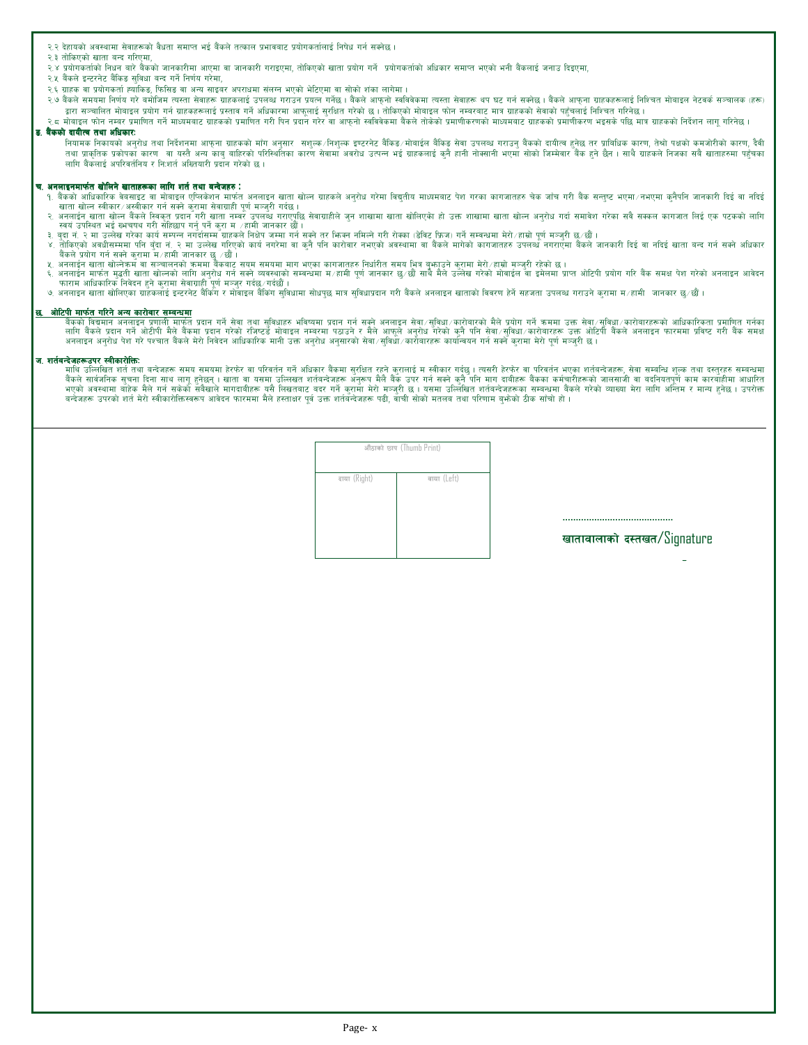२.२ देहायको अवस्थामा सेवाहरूको वैधता समाप्त भई बैंकले तत्काल प्रभावबाट प्रयोगकर्तालाई निषेध गर्न सक्नेछ ।

२.३ तोकिएको खाता बन्द गरिएमा,

२.४ प्रयोगकर्ताको निधन बारे बैंकको जानकारीमा आएमा वा जानकारी गराइएमा, तोकिएको खाता प्रयोग गर्ने प्रयोगकर्ताको अधिकार समाप्त भएको भनी बैंकलाई जनाउ दिइएमा,

२.५ बैंकले इन्टरनेट बैंकिङ सुविधा बन्द गर्ने निर्णय गरेमा,

२.६ ग्राहक वा प्रयोगकर्ता ह्याकिङ, फिसिङ वा अन्य साइबर अपराधमा संलग्न भएको भेटिएमा वा सोको शंका लागेमा ।

२.७ बैंकले समयमा निर्णय गरे बमोजिम त्यस्ता सेवाहरू ग्राहकलाई उपलब्ध गराउन प्रयत्न गर्नेछ । बैंकले आफ्नो स्वविवेकमा त्यस्ता सेवाहरू थप घट गर्न सक्नेछ । बैंकले आफ्ना ग्राहकहरूलाई निश्चित मोबाइल नेटवर्क सञ्चालक (हरू) द्वारा सञ्चालित मोबाइल प्रयोग गर्न ग्राहकहरूलाई प्रस्ताव गर्ने अधिकारमा आफूलाई सुरक्षित गरेको छ । तोकिएको मोबाइल फोन नम्बरबाट मात्र ग्राहकको सेवाको पहुँचलाई निश्चित गरिनेछ ।

२.८ मोबाइल फोन नम्बर प्रमाणित गर्ने माध्यमबाट ग्राहकको प्रमाणित गरी पिन प्रदान गरेर वा आफ्नो स्वविवेकमा बैंकले तोकेको प्रमाणीकरणको माध्यमबाट ग्राहकको प्रमाणीकरण भइसके पछि मात्र ग्राहकको निर्देशन लागू गरिनेछ ।

**ङ. बैंकको दायीत्व तथा अधिकार:**

नियामक निकायको अनुरोध तथा निर्देशनमा आफ्ना ग्राहकको माँग अनुसार सशुल्क/निशुल्क इण्टरनेट बैंकिङ/मोबाईल बैंकिङ सेवा उपलब्ध गराउनु बैंकको दायीत्व हुनेछ तर प्राविधिक कारण, तेश्रो पक्षको कमजोरीको कारण, दैवी तथा प्राकृतिक प्रकोपका कारण वा यस्तै अन्य काबु बाहिरको परिस्थितिका कारण सेवामा अवरोध उत्पन्न भई ग्राहकलाई कुनै हानी नोक्सानी भएमा सोको जिम्मेवार बैंक हुने छैन । साथै ग्राहकले निजका सबै खाताहरुमा पहुँचका लागि बैंकलाई अपरिवर्तनिय र नि:शर्त अख्तियारी प्रदान गरेको छ ।

**च. अनलाइनमार्फत खोलिने खाताहरूका लागि शर्त तथा बन्देजहरु :**

१. बैंकको आधिकारिक वेबसाइट वा मोबाइल एप्लिकेशन मार्फत अनलाइन खाता खोल्न ग्राहकले अनुरोध गरेमा विद्युतीय माध्यमबाट पेश गरेका कागजातहरु चेक जाँच गरी बैंक सन्तुष्ट भएमा/नभएमा कुनैपनि जानकारी दिई वा नदिई खाता खोल्न स्वीकार/अस्वीकार गर्न सक्ने कुरामा सेवाग्राही पूर्ण मञ्जुरी गर्दछ ।

२. अनलाईन खाता खोल्न बैंकले स्विकृत प्रदान गरी खाता नम्बर उपलब्ध गराएपछि सेवाग्राहीले जुन शाखामा खाता खोलिएको हो उक्त शाखामा खाता खोल्न अनुरोध गर्दा समावेश गरेका सबै सक्कल कागजात लिई एक पटकको लागि स्वयं उपस्थित भई हस्ताक्षर गरी सहिछाप गर्नु पर्ने कुरा म /हामी जानकार छौं ।

३. बुदा नं. २ मा उल्लेख गरेका कार्य सम्पन्न नगर्दासम्म ग्राहकले निक्षेप जम्मा गर्न सक्ने तर झिक्न नमिल्ने गरी रोक्का (डेबिट फ्रिज) गर्ने सम्बन्धमा मेरो/हाम्रो पूर्ण मञ्जुरी छ/छौं ।

४. तोकिएको अवधीसम्ममा पनि बुँदा नं. २ मा उल्लेख गरिएको कार्य नगरेमा वा कुनै पनि कारोबार नभएको अवस्थामा वा बैंकले मागेको कागजातहरु उपलब्ध नगराएमा बैंकले जानकारी दिई वा नदिई खाता बन्द गर्न सक्ने अधिकार बैंकले प्रयोग गर्न सक्ने कुरामा म/हामी जानकार छु /छौं ।

५. अनलाइन खाता खोल्नेक्रम वा सञ्चालनको क्रममा बैंकबाट समय समयमा माग भएका कागजातहरु निर्धारित समय भित्र बुझाउने कुरामा मेरो/हाम्रो मञ्जुरी रहेको छ ।

६. अनलाइन मार्फत मुद्धती खाता खोल्नको लागि अनुरोध गर्न सक्ने व्यवस्थाको सम्बन्धमा म/हामी पूर्ण जानकार छु/छौं साथै मैले उल्लेख गरेको मोबाइल वा इमेलमा प्राप्त ओटिपी प्रयोग गरि बैंक समक्ष पेश गरेको अनलाइन आवेदन फाराम आधिकारिक निवेदन हुने कुरामा सेवाग्राही पूर्ण मञ्जुर गर्दछ/गर्दछौं ।

७. अनलाइन खाता खोलिएका ग्राहकलाई इन्टरनेट बैंकिंग र मोबाइल बैंकिंग सुविधामा सोधपुछ मात्र सुविधाप्रदान गरी बैंकले अनलाइन खाताको विवरण हेर्न सहजता उपलब्ध गराउने कुरामा म/हामी जानकार छु/छौं ।

**छ. ओटिपी मार्फत गरिने अन्य कारोबार सम्बन्धमा**

बैंकको विद्यमान अनलाइन प्रणाली मार्फत प्रदान गर्ने सेवा तथा सुविधाहरु भविष्यमा प्रदान गर्न सक्ने अनलाइन सेवा/सुविधा/कारोबारको मैले प्रयोग गर्ने क्रममा उक्त सेवा/सुविधा/कारोबारहरूको आधिकारिकता प्रमाणित गर्नका लागि बैंकले प्रदान गर्ने ओटीपी मैले बैंकमा प्रदान गरेको रजिष्टर्ड मोबाइल नम्बरमा पठाउने र मैले आफूले अनुरोध गरेको कुनै पनि सेवा/सुविधा/कारोबारहरू उक्त ओटिपी बैंकले अनलाइन फारममा प्रविष्ट गरी बैंक समक्ष अनलाइन अनुरोध पेश गरे पश्चात बैंकले मेरो निवेदन आधिकारिक मानी उक्त अनुरोध अनुसारको सेवा/सुविधा/कारोबारहरू कार्यान्वियन गर्न सक्ने कुरामा मेरो पूर्ण मञ्जुरी छ ।

**ज. शर्तबन्देजहरूउपर स्वीकारोक्ति:**

माथि उल्लिखित शर्त तथा बन्देजहरू समय समयमा हेरफेर वा परिवर्तन गर्ने अधिकार बैंकमा सुरक्षित रहने कुरालाई म स्वीकार गर्दछु । त्यसरी हेरफेर वा परिवर्तन भएका शर्तबन्देजहरू, सेवा सम्बन्धि शुल्क तथा दस्तुरहरु सम्बन्धमा बैंकले सार्वजनिक सुचना दिना साथ लागू हुनेछन् । खाता वा यसमा उल्लिखत शर्तबन्देजहरू अनुरूप मैले बैंक उपर गर्न सक्ने कुनै पनि माग दावीहरू बैंकका कर्मचारीहरूको जालसाजी वा बदनियतपूर्ण काम कारवाहीमा आधारित भएको अवस्थामा बाहेक मैले गर्न सकेको सबैखाले मागदावीहरू यसै लिखतबाट बदर गर्ने कुरामा मेरो मञ्जुरी छ । यसमा उल्लिखित शर्तबन्देजहरूका सम्बन्धमा बैंकले गरेको व्याख्या मेरा लागि अन्तिम र मान्य हुनेछ । उपरोक्त बन्देजहरू उपरको शर्त मेरो स्वीकारोक्तिस्वरूप आवेदन फारममा मैले हस्ताक्षर पूर्व उक्त शर्तबन्देजहरू पढी, बाची सोको मतलब तथा परिणाम बुझेको ठीक साँचो हो ।

| औंठाको छाप (Thumb Print) | |
|---|---|
| दायाँ (Right) | बायाँ (Left) |
| | |

..........................................

खातावालाको दस्तखत/Signature